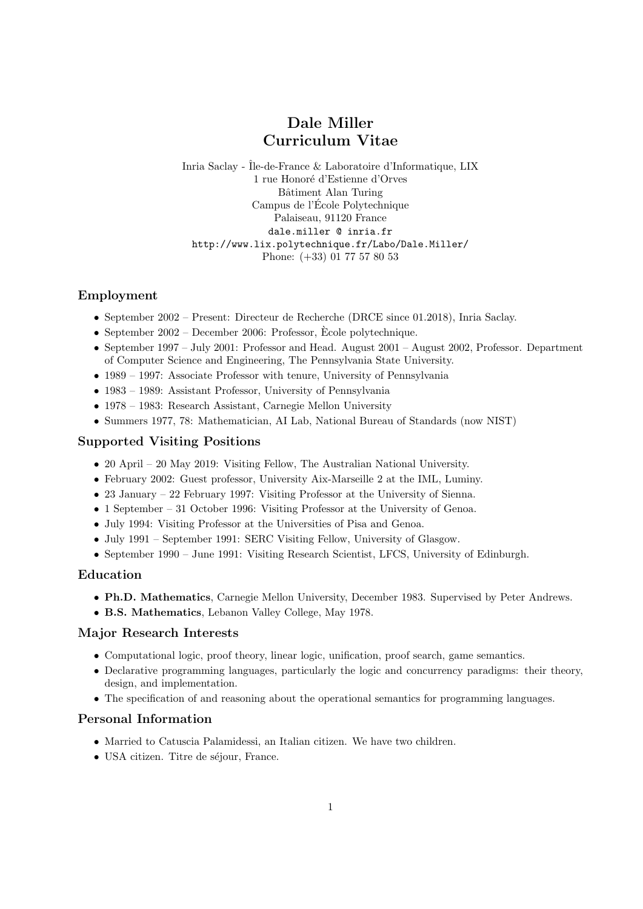# Dale Miller
# Curriculum Vitae

Inria Saclay - Île-de-France & Laboratoire d'Informatique, LIX
1 rue Honoré d'Estienne d'Orves
Bâtiment Alan Turing
Campus de l'École Polytechnique
Palaiseau, 91120 France
`dale.miller @ inria.fr`
`http://www.lix.polytechnique.fr/Labo/Dale.Miller/`
Phone: (+33) 01 77 57 80 53

## Employment

- September 2002 – Present: Directeur de Recherche (DRCE since 01.2018), Inria Saclay.
- September 2002 – December 2006: Professor, Ècole polytechnique.
- September 1997 – July 2001: Professor and Head. August 2001 – August 2002, Professor. Department of Computer Science and Engineering, The Pennsylvania State University.
- 1989 – 1997: Associate Professor with tenure, University of Pennsylvania
- 1983 – 1989: Assistant Professor, University of Pennsylvania
- 1978 – 1983: Research Assistant, Carnegie Mellon University
- Summers 1977, 78: Mathematician, AI Lab, National Bureau of Standards (now NIST)

## Supported Visiting Positions

- 20 April – 20 May 2019: Visiting Fellow, The Australian National University.
- February 2002: Guest professor, University Aix-Marseille 2 at the IML, Luminy.
- 23 January – 22 February 1997: Visiting Professor at the University of Sienna.
- 1 September – 31 October 1996: Visiting Professor at the University of Genoa.
- July 1994: Visiting Professor at the Universities of Pisa and Genoa.
- July 1991 – September 1991: SERC Visiting Fellow, University of Glasgow.
- September 1990 – June 1991: Visiting Research Scientist, LFCS, University of Edinburgh.

## Education

- **Ph.D. Mathematics**, Carnegie Mellon University, December 1983. Supervised by Peter Andrews.
- **B.S. Mathematics**, Lebanon Valley College, May 1978.

## Major Research Interests

- Computational logic, proof theory, linear logic, unification, proof search, game semantics.
- Declarative programming languages, particularly the logic and concurrency paradigms: their theory, design, and implementation.
- The specification of and reasoning about the operational semantics for programming languages.

## Personal Information

- Married to Catuscia Palamidessi, an Italian citizen. We have two children.
- USA citizen. Titre de séjour, France.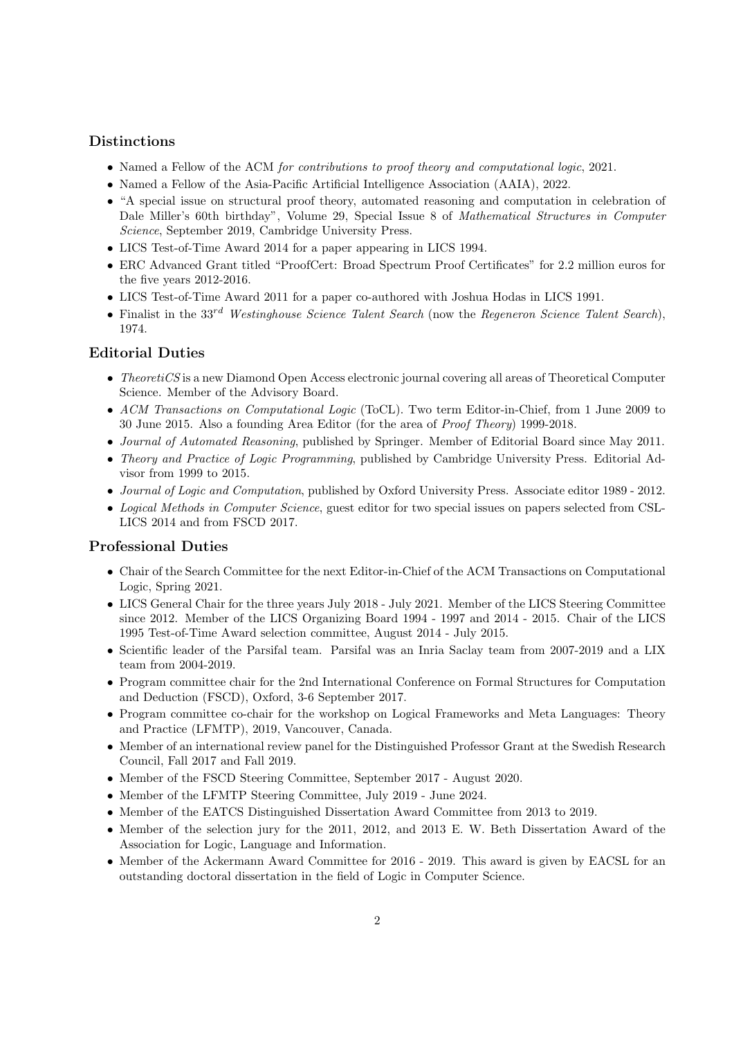## Distinctions

- Named a Fellow of the ACM *for contributions to proof theory and computational logic*, 2021.
- Named a Fellow of the Asia-Pacific Artificial Intelligence Association (AAIA), 2022.
- "A special issue on structural proof theory, automated reasoning and computation in celebration of Dale Miller's 60th birthday", Volume 29, Special Issue 8 of *Mathematical Structures in Computer Science*, September 2019, Cambridge University Press.
- LICS Test-of-Time Award 2014 for a paper appearing in LICS 1994.
- ERC Advanced Grant titled "ProofCert: Broad Spectrum Proof Certificates" for 2.2 million euros for the five years 2012-2016.
- LICS Test-of-Time Award 2011 for a paper co-authored with Joshua Hodas in LICS 1991.
- Finalist in the 33$^{rd}$ *Westinghouse Science Talent Search* (now the *Regeneron Science Talent Search*), 1974.

## Editorial Duties

- *TheoretiCS* is a new Diamond Open Access electronic journal covering all areas of Theoretical Computer Science. Member of the Advisory Board.
- *ACM Transactions on Computational Logic* (ToCL). Two term Editor-in-Chief, from 1 June 2009 to 30 June 2015. Also a founding Area Editor (for the area of *Proof Theory*) 1999-2018.
- *Journal of Automated Reasoning*, published by Springer. Member of Editorial Board since May 2011.
- *Theory and Practice of Logic Programming*, published by Cambridge University Press. Editorial Advisor from 1999 to 2015.
- *Journal of Logic and Computation*, published by Oxford University Press. Associate editor 1989 - 2012.
- *Logical Methods in Computer Science*, guest editor for two special issues on papers selected from CSL-LICS 2014 and from FSCD 2017.

## Professional Duties

- Chair of the Search Committee for the next Editor-in-Chief of the ACM Transactions on Computational Logic, Spring 2021.
- LICS General Chair for the three years July 2018 - July 2021. Member of the LICS Steering Committee since 2012. Member of the LICS Organizing Board 1994 - 1997 and 2014 - 2015. Chair of the LICS 1995 Test-of-Time Award selection committee, August 2014 - July 2015.
- Scientific leader of the Parsifal team. Parsifal was an Inria Saclay team from 2007-2019 and a LIX team from 2004-2019.
- Program committee chair for the 2nd International Conference on Formal Structures for Computation and Deduction (FSCD), Oxford, 3-6 September 2017.
- Program committee co-chair for the workshop on Logical Frameworks and Meta Languages: Theory and Practice (LFMTP), 2019, Vancouver, Canada.
- Member of an international review panel for the Distinguished Professor Grant at the Swedish Research Council, Fall 2017 and Fall 2019.
- Member of the FSCD Steering Committee, September 2017 - August 2020.
- Member of the LFMTP Steering Committee, July 2019 - June 2024.
- Member of the EATCS Distinguished Dissertation Award Committee from 2013 to 2019.
- Member of the selection jury for the 2011, 2012, and 2013 E. W. Beth Dissertation Award of the Association for Logic, Language and Information.
- Member of the Ackermann Award Committee for 2016 - 2019. This award is given by EACSL for an outstanding doctoral dissertation in the field of Logic in Computer Science.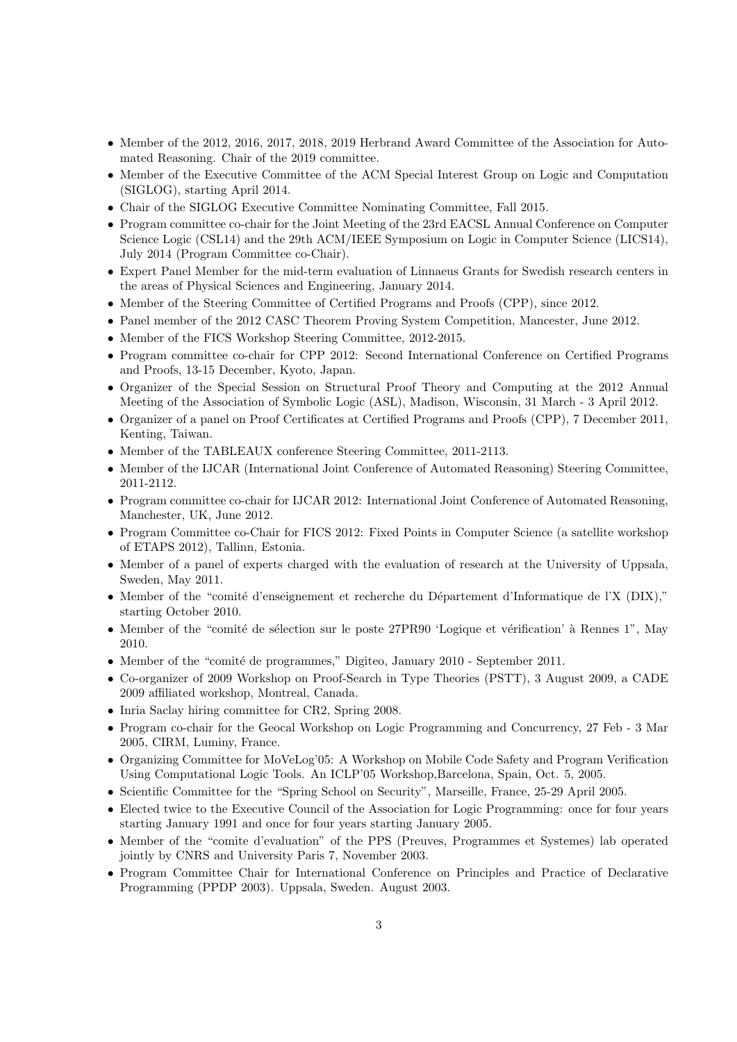- Member of the 2012, 2016, 2017, 2018, 2019 Herbrand Award Committee of the Association for Automated Reasoning. Chair of the 2019 committee.
- Member of the Executive Committee of the ACM Special Interest Group on Logic and Computation (SIGLOG), starting April 2014.
- Chair of the SIGLOG Executive Committee Nominating Committee, Fall 2015.
- Program committee co-chair for the Joint Meeting of the 23rd EACSL Annual Conference on Computer Science Logic (CSL14) and the 29th ACM/IEEE Symposium on Logic in Computer Science (LICS14), July 2014 (Program Committee co-Chair).
- Expert Panel Member for the mid-term evaluation of Linnaeus Grants for Swedish research centers in the areas of Physical Sciences and Engineering, January 2014.
- Member of the Steering Committee of Certified Programs and Proofs (CPP), since 2012.
- Panel member of the 2012 CASC Theorem Proving System Competition, Mancester, June 2012.
- Member of the FICS Workshop Steering Committee, 2012-2015.
- Program committee co-chair for CPP 2012: Second International Conference on Certified Programs and Proofs, 13-15 December, Kyoto, Japan.
- Organizer of the Special Session on Structural Proof Theory and Computing at the 2012 Annual Meeting of the Association of Symbolic Logic (ASL), Madison, Wisconsin, 31 March - 3 April 2012.
- Organizer of a panel on Proof Certificates at Certified Programs and Proofs (CPP), 7 December 2011, Kenting, Taiwan.
- Member of the TABLEAUX conference Steering Committee, 2011-2113.
- Member of the IJCAR (International Joint Conference of Automated Reasoning) Steering Committee, 2011-2112.
- Program committee co-chair for IJCAR 2012: International Joint Conference of Automated Reasoning, Manchester, UK, June 2012.
- Program Committee co-Chair for FICS 2012: Fixed Points in Computer Science (a satellite workshop of ETAPS 2012), Tallinn, Estonia.
- Member of a panel of experts charged with the evaluation of research at the University of Uppsala, Sweden, May 2011.
- Member of the "comité d'enseignement et recherche du Département d'Informatique de l'X (DIX)," starting October 2010.
- Member of the "comité de sélection sur le poste 27PR90 'Logique et vérification' à Rennes 1", May 2010.
- Member of the "comité de programmes," Digiteo, January 2010 - September 2011.
- Co-organizer of 2009 Workshop on Proof-Search in Type Theories (PSTT), 3 August 2009, a CADE 2009 affiliated workshop, Montreal, Canada.
- Inria Saclay hiring committee for CR2, Spring 2008.
- Program co-chair for the Geocal Workshop on Logic Programming and Concurrency, 27 Feb - 3 Mar 2005, CIRM, Luminy, France.
- Organizing Committee for MoVeLog'05: A Workshop on Mobile Code Safety and Program Verification Using Computational Logic Tools. An ICLP'05 Workshop,Barcelona, Spain, Oct. 5, 2005.
- Scientific Committee for the "Spring School on Security", Marseille, France, 25-29 April 2005.
- Elected twice to the Executive Council of the Association for Logic Programming: once for four years starting January 1991 and once for four years starting January 2005.
- Member of the "comite d'evaluation" of the PPS (Preuves, Programmes et Systemes) lab operated jointly by CNRS and University Paris 7, November 2003.
- Program Committee Chair for International Conference on Principles and Practice of Declarative Programming (PPDP 2003). Uppsala, Sweden. August 2003.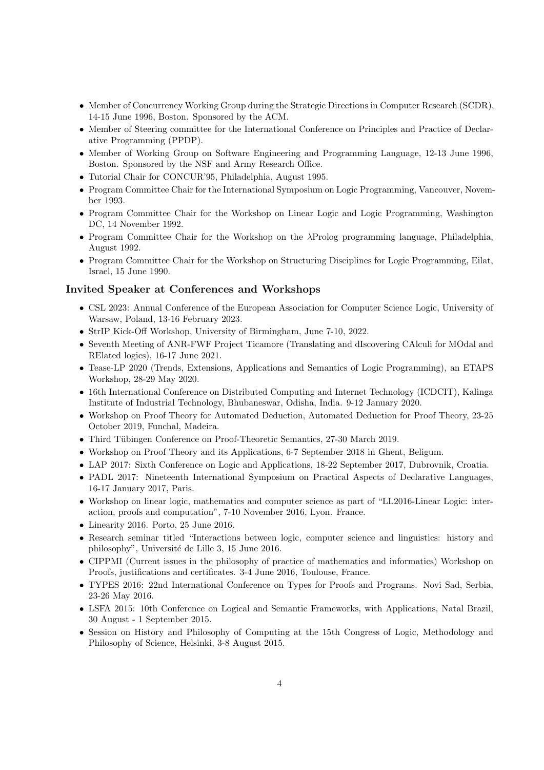- Member of Concurrency Working Group during the Strategic Directions in Computer Research (SCDR), 14-15 June 1996, Boston. Sponsored by the ACM.
- Member of Steering committee for the International Conference on Principles and Practice of Declarative Programming (PPDP).
- Member of Working Group on Software Engineering and Programming Language, 12-13 June 1996, Boston. Sponsored by the NSF and Army Research Office.
- Tutorial Chair for CONCUR'95, Philadelphia, August 1995.
- Program Committee Chair for the International Symposium on Logic Programming, Vancouver, November 1993.
- Program Committee Chair for the Workshop on Linear Logic and Logic Programming, Washington DC, 14 November 1992.
- Program Committee Chair for the Workshop on the λProlog programming language, Philadelphia, August 1992.
- Program Committee Chair for the Workshop on Structuring Disciplines for Logic Programming, Eilat, Israel, 15 June 1990.

### Invited Speaker at Conferences and Workshops

- CSL 2023: Annual Conference of the European Association for Computer Science Logic, University of Warsaw, Poland, 13-16 February 2023.
- StrIP Kick-Off Workshop, University of Birmingham, June 7-10, 2022.
- Seventh Meeting of ANR-FWF Project Ticamore (Translating and dIscovering CAlculi for MOdal and RElated logics), 16-17 June 2021.
- Tease-LP 2020 (Trends, Extensions, Applications and Semantics of Logic Programming), an ETAPS Workshop, 28-29 May 2020.
- 16th International Conference on Distributed Computing and Internet Technology (ICDCIT), Kalinga Institute of Industrial Technology, Bhubaneswar, Odisha, India. 9-12 January 2020.
- Workshop on Proof Theory for Automated Deduction, Automated Deduction for Proof Theory, 23-25 October 2019, Funchal, Madeira.
- Third Tübingen Conference on Proof-Theoretic Semantics, 27-30 March 2019.
- Workshop on Proof Theory and its Applications, 6-7 September 2018 in Ghent, Beligum.
- LAP 2017: Sixth Conference on Logic and Applications, 18-22 September 2017, Dubrovnik, Croatia.
- PADL 2017: Nineteenth International Symposium on Practical Aspects of Declarative Languages, 16-17 January 2017, Paris.
- Workshop on linear logic, mathematics and computer science as part of "LL2016-Linear Logic: interaction, proofs and computation", 7-10 November 2016, Lyon. France.
- Linearity 2016. Porto, 25 June 2016.
- Research seminar titled "Interactions between logic, computer science and linguistics: history and philosophy", Université de Lille 3, 15 June 2016.
- CIPPMI (Current issues in the philosophy of practice of mathematics and informatics) Workshop on Proofs, justifications and certificates. 3-4 June 2016, Toulouse, France.
- TYPES 2016: 22nd International Conference on Types for Proofs and Programs. Novi Sad, Serbia, 23-26 May 2016.
- LSFA 2015: 10th Conference on Logical and Semantic Frameworks, with Applications, Natal Brazil, 30 August - 1 September 2015.
- Session on History and Philosophy of Computing at the 15th Congress of Logic, Methodology and Philosophy of Science, Helsinki, 3-8 August 2015.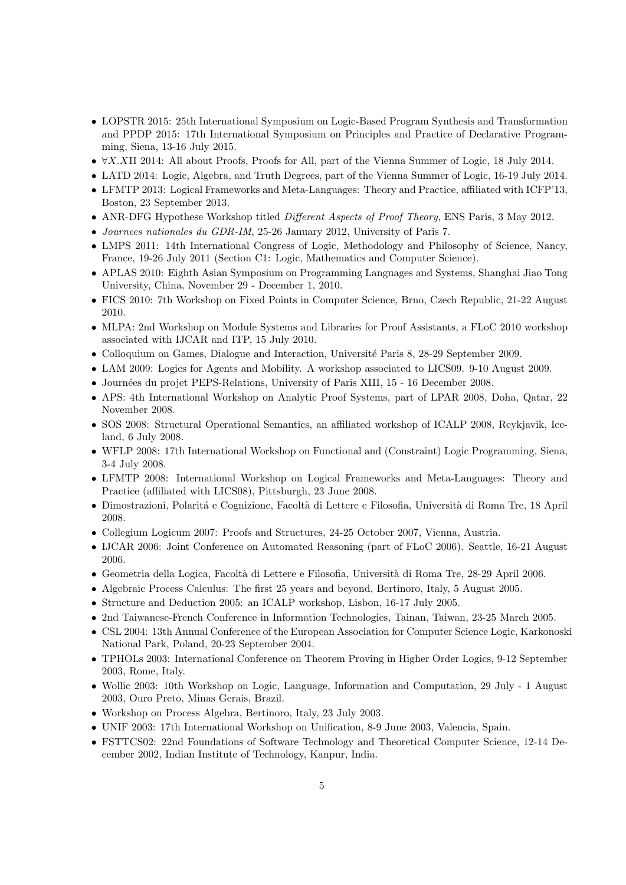- LOPSTR 2015: 25th International Symposium on Logic-Based Program Synthesis and Transformation and PPDP 2015: 17th International Symposium on Principles and Practice of Declarative Programming, Siena, 13-16 July 2015.
- $\forall X.X\Pi$ 2014: All about Proofs, Proofs for All, part of the Vienna Summer of Logic, 18 July 2014.
- LATD 2014: Logic, Algebra, and Truth Degrees, part of the Vienna Summer of Logic, 16-19 July 2014.
- LFMTP 2013: Logical Frameworks and Meta-Languages: Theory and Practice, affiliated with ICFP'13, Boston, 23 September 2013.
- ANR-DFG Hypothese Workshop titled *Different Aspects of Proof Theory*, ENS Paris, 3 May 2012.
- *Journees nationales du GDR-IM*, 25-26 January 2012, University of Paris 7.
- LMPS 2011: 14th International Congress of Logic, Methodology and Philosophy of Science, Nancy, France, 19-26 July 2011 (Section C1: Logic, Mathematics and Computer Science).
- APLAS 2010: Eighth Asian Symposium on Programming Languages and Systems, Shanghai Jiao Tong University, China, November 29 - December 1, 2010.
- FICS 2010: 7th Workshop on Fixed Points in Computer Science, Brno, Czech Republic, 21-22 August 2010.
- MLPA: 2nd Workshop on Module Systems and Libraries for Proof Assistants, a FLoC 2010 workshop associated with IJCAR and ITP, 15 July 2010.
- Colloquium on Games, Dialogue and Interaction, Université Paris 8, 28-29 September 2009.
- LAM 2009: Logics for Agents and Mobility. A workshop associated to LICS09. 9-10 August 2009.
- Journées du projet PEPS-Relations, University of Paris XIII, 15 - 16 December 2008.
- APS: 4th International Workshop on Analytic Proof Systems, part of LPAR 2008, Doha, Qatar, 22 November 2008.
- SOS 2008: Structural Operational Semantics, an affiliated workshop of ICALP 2008, Reykjavik, Iceland, 6 July 2008.
- WFLP 2008: 17th International Workshop on Functional and (Constraint) Logic Programming, Siena, 3-4 July 2008.
- LFMTP 2008: International Workshop on Logical Frameworks and Meta-Languages: Theory and Practice (affiliated with LICS08), Pittsburgh, 23 June 2008.
- Dimostrazioni, Polaritá e Cognizione, Facoltà di Lettere e Filosofia, Università di Roma Tre, 18 April 2008.
- Collegium Logicum 2007: Proofs and Structures, 24-25 October 2007, Vienna, Austria.
- IJCAR 2006: Joint Conference on Automated Reasoning (part of FLoC 2006). Seattle, 16-21 August 2006.
- Geometria della Logica, Facoltà di Lettere e Filosofia, Università di Roma Tre, 28-29 April 2006.
- Algebraic Process Calculus: The first 25 years and beyond, Bertinoro, Italy, 5 August 2005.
- Structure and Deduction 2005: an ICALP workshop, Lisbon, 16-17 July 2005.
- 2nd Taiwanese-French Conference in Information Technologies, Tainan, Taiwan, 23-25 March 2005.
- CSL 2004: 13th Annual Conference of the European Association for Computer Science Logic, Karkonoski National Park, Poland, 20-23 September 2004.
- TPHOLs 2003: International Conference on Theorem Proving in Higher Order Logics, 9-12 September 2003, Rome, Italy.
- Wollic 2003: 10th Workshop on Logic, Language, Information and Computation, 29 July - 1 August 2003, Ouro Preto, Minas Gerais, Brazil.
- Workshop on Process Algebra, Bertinoro, Italy, 23 July 2003.
- UNIF 2003: 17th International Workshop on Unification, 8-9 June 2003, Valencia, Spain.
- FSTTCS02: 22nd Foundations of Software Technology and Theoretical Computer Science, 12-14 December 2002, Indian Institute of Technology, Kanpur, India.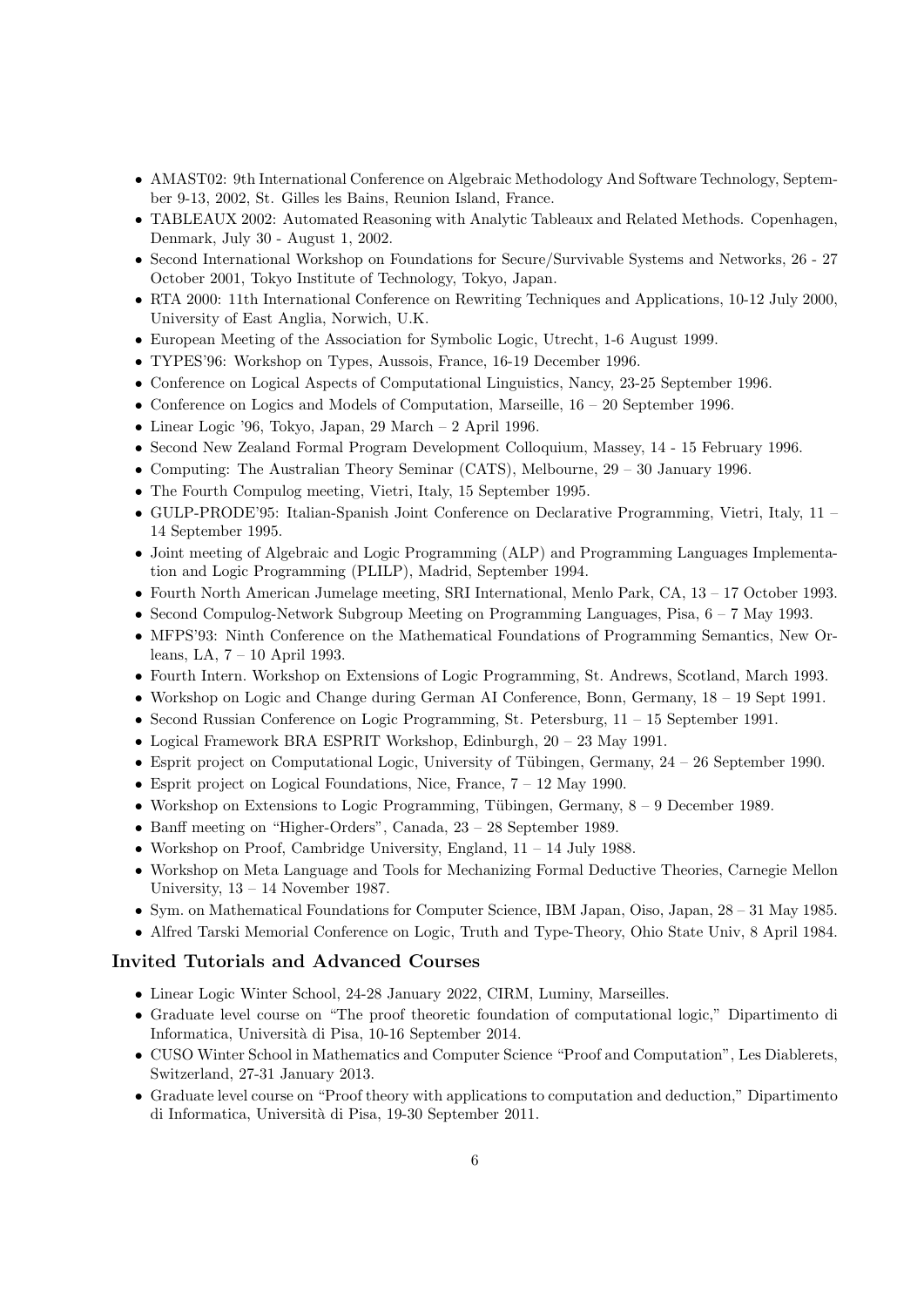- AMAST02: 9th International Conference on Algebraic Methodology And Software Technology, September 9-13, 2002, St. Gilles les Bains, Reunion Island, France.
- TABLEAUX 2002: Automated Reasoning with Analytic Tableaux and Related Methods. Copenhagen, Denmark, July 30 - August 1, 2002.
- Second International Workshop on Foundations for Secure/Survivable Systems and Networks, 26 - 27 October 2001, Tokyo Institute of Technology, Tokyo, Japan.
- RTA 2000: 11th International Conference on Rewriting Techniques and Applications, 10-12 July 2000, University of East Anglia, Norwich, U.K.
- European Meeting of the Association for Symbolic Logic, Utrecht, 1-6 August 1999.
- TYPES'96: Workshop on Types, Aussois, France, 16-19 December 1996.
- Conference on Logical Aspects of Computational Linguistics, Nancy, 23-25 September 1996.
- Conference on Logics and Models of Computation, Marseille, 16 – 20 September 1996.
- Linear Logic '96, Tokyo, Japan, 29 March – 2 April 1996.
- Second New Zealand Formal Program Development Colloquium, Massey, 14 - 15 February 1996.
- Computing: The Australian Theory Seminar (CATS), Melbourne, 29 – 30 January 1996.
- The Fourth Compulog meeting, Vietri, Italy, 15 September 1995.
- GULP-PRODE'95: Italian-Spanish Joint Conference on Declarative Programming, Vietri, Italy, 11 – 14 September 1995.
- Joint meeting of Algebraic and Logic Programming (ALP) and Programming Languages Implementation and Logic Programming (PLILP), Madrid, September 1994.
- Fourth North American Jumelage meeting, SRI International, Menlo Park, CA, 13 – 17 October 1993.
- Second Compulog-Network Subgroup Meeting on Programming Languages, Pisa, 6 – 7 May 1993.
- MFPS'93: Ninth Conference on the Mathematical Foundations of Programming Semantics, New Orleans, LA, 7 – 10 April 1993.
- Fourth Intern. Workshop on Extensions of Logic Programming, St. Andrews, Scotland, March 1993.
- Workshop on Logic and Change during German AI Conference, Bonn, Germany, 18 – 19 Sept 1991.
- Second Russian Conference on Logic Programming, St. Petersburg, 11 – 15 September 1991.
- Logical Framework BRA ESPRIT Workshop, Edinburgh, 20 – 23 May 1991.
- Esprit project on Computational Logic, University of Tübingen, Germany, 24 – 26 September 1990.
- Esprit project on Logical Foundations, Nice, France, 7 – 12 May 1990.
- Workshop on Extensions to Logic Programming, Tübingen, Germany, 8 – 9 December 1989.
- Banff meeting on "Higher-Orders", Canada, 23 – 28 September 1989.
- Workshop on Proof, Cambridge University, England, 11 – 14 July 1988.
- Workshop on Meta Language and Tools for Mechanizing Formal Deductive Theories, Carnegie Mellon University, 13 – 14 November 1987.
- Sym. on Mathematical Foundations for Computer Science, IBM Japan, Oiso, Japan, 28 – 31 May 1985.
- Alfred Tarski Memorial Conference on Logic, Truth and Type-Theory, Ohio State Univ, 8 April 1984.

### Invited Tutorials and Advanced Courses

- Linear Logic Winter School, 24-28 January 2022, CIRM, Luminy, Marseilles.
- Graduate level course on "The proof theoretic foundation of computational logic," Dipartimento di Informatica, Università di Pisa, 10-16 September 2014.
- CUSO Winter School in Mathematics and Computer Science "Proof and Computation", Les Diablerets, Switzerland, 27-31 January 2013.
- Graduate level course on "Proof theory with applications to computation and deduction," Dipartimento di Informatica, Università di Pisa, 19-30 September 2011.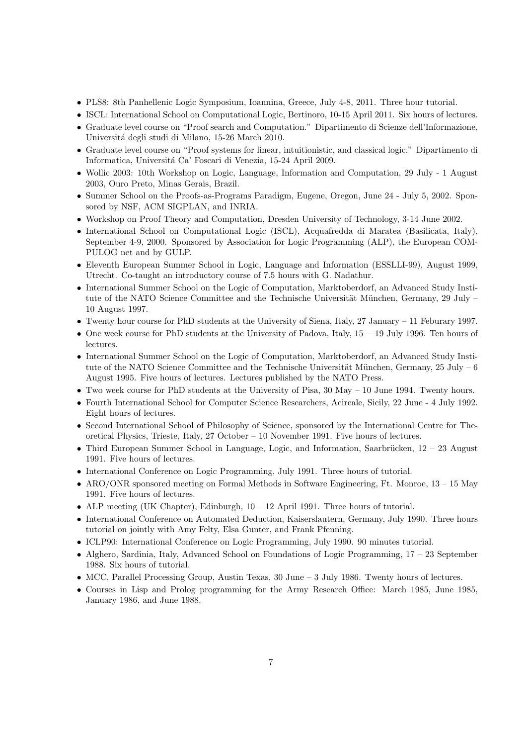- PLS8: 8th Panhellenic Logic Symposium, Ioannina, Greece, July 4-8, 2011. Three hour tutorial.
- ISCL: International School on Computational Logic, Bertinoro, 10-15 April 2011. Six hours of lectures.
- Graduate level course on "Proof search and Computation." Dipartimento di Scienze dell'Informazione, Universitá degli studi di Milano, 15-26 March 2010.
- Graduate level course on "Proof systems for linear, intuitionistic, and classical logic." Dipartimento di Informatica, Universitá Ca' Foscari di Venezia, 15-24 April 2009.
- Wollic 2003: 10th Workshop on Logic, Language, Information and Computation, 29 July - 1 August 2003, Ouro Preto, Minas Gerais, Brazil.
- Summer School on the Proofs-as-Programs Paradigm, Eugene, Oregon, June 24 - July 5, 2002. Sponsored by NSF, ACM SIGPLAN, and INRIA.
- Workshop on Proof Theory and Computation, Dresden University of Technology, 3-14 June 2002.
- International School on Computational Logic (ISCL), Acquafredda di Maratea (Basilicata, Italy), September 4-9, 2000. Sponsored by Association for Logic Programming (ALP), the European COMPULOG net and by GULP.
- Eleventh European Summer School in Logic, Language and Information (ESSLLI-99), August 1999, Utrecht. Co-taught an introductory course of 7.5 hours with G. Nadathur.
- International Summer School on the Logic of Computation, Marktoberdorf, an Advanced Study Institute of the NATO Science Committee and the Technische Universität München, Germany, 29 July – 10 August 1997.
- Twenty hour course for PhD students at the University of Siena, Italy, 27 January – 11 Feburary 1997.
- One week course for PhD students at the University of Padova, Italy, 15 —19 July 1996. Ten hours of lectures.
- International Summer School on the Logic of Computation, Marktoberdorf, an Advanced Study Institute of the NATO Science Committee and the Technische Universität München, Germany, 25 July – 6 August 1995. Five hours of lectures. Lectures published by the NATO Press.
- Two week course for PhD students at the University of Pisa, 30 May – 10 June 1994. Twenty hours.
- Fourth International School for Computer Science Researchers, Acireale, Sicily, 22 June - 4 July 1992. Eight hours of lectures.
- Second International School of Philosophy of Science, sponsored by the International Centre for Theoretical Physics, Trieste, Italy, 27 October – 10 November 1991. Five hours of lectures.
- Third European Summer School in Language, Logic, and Information, Saarbrücken, 12 – 23 August 1991. Five hours of lectures.
- International Conference on Logic Programming, July 1991. Three hours of tutorial.
- ARO/ONR sponsored meeting on Formal Methods in Software Engineering, Ft. Monroe, 13 – 15 May 1991. Five hours of lectures.
- ALP meeting (UK Chapter), Edinburgh, 10 – 12 April 1991. Three hours of tutorial.
- International Conference on Automated Deduction, Kaiserslautern, Germany, July 1990. Three hours tutorial on jointly with Amy Felty, Elsa Gunter, and Frank Pfenning.
- ICLP90: International Conference on Logic Programming, July 1990. 90 minutes tutorial.
- Alghero, Sardinia, Italy, Advanced School on Foundations of Logic Programming, 17 – 23 September 1988. Six hours of tutorial.
- MCC, Parallel Processing Group, Austin Texas, 30 June – 3 July 1986. Twenty hours of lectures.
- Courses in Lisp and Prolog programming for the Army Research Office: March 1985, June 1985, January 1986, and June 1988.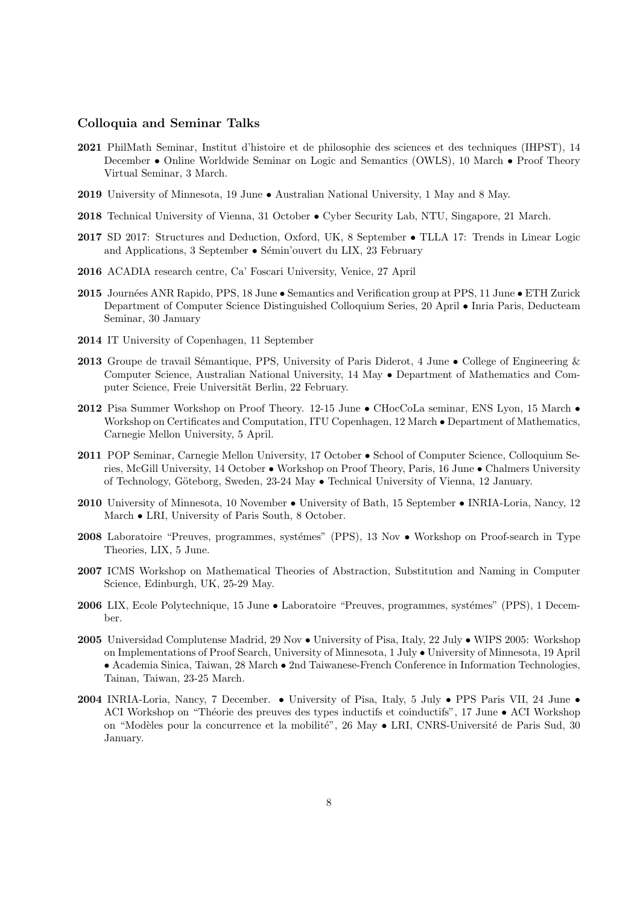### Colloquia and Seminar Talks

**2021** PhilMath Seminar, Institut d'histoire et de philosophie des sciences et des techniques (IHPST), 14 December • Online Worldwide Seminar on Logic and Semantics (OWLS), 10 March • Proof Theory Virtual Seminar, 3 March.

**2019** University of Minnesota, 19 June • Australian National University, 1 May and 8 May.

**2018** Technical University of Vienna, 31 October • Cyber Security Lab, NTU, Singapore, 21 March.

**2017** SD 2017: Structures and Deduction, Oxford, UK, 8 September • TLLA 17: Trends in Linear Logic and Applications, 3 September • Sémin'ouvert du LIX, 23 February

**2016** ACADIA research centre, Ca' Foscari University, Venice, 27 April

**2015** Journées ANR Rapido, PPS, 18 June • Semantics and Verification group at PPS, 11 June • ETH Zurick Department of Computer Science Distinguished Colloquium Series, 20 April • Inria Paris, Deducteam Seminar, 30 January

**2014** IT University of Copenhagen, 11 September

**2013** Groupe de travail Sémantique, PPS, University of Paris Diderot, 4 June • College of Engineering & Computer Science, Australian National University, 14 May • Department of Mathematics and Computer Science, Freie Universität Berlin, 22 February.

**2012** Pisa Summer Workshop on Proof Theory. 12-15 June • CHocCoLa seminar, ENS Lyon, 15 March • Workshop on Certificates and Computation, ITU Copenhagen, 12 March • Department of Mathematics, Carnegie Mellon University, 5 April.

**2011** POP Seminar, Carnegie Mellon University, 17 October • School of Computer Science, Colloquium Series, McGill University, 14 October • Workshop on Proof Theory, Paris, 16 June • Chalmers University of Technology, Göteborg, Sweden, 23-24 May • Technical University of Vienna, 12 January.

**2010** University of Minnesota, 10 November • University of Bath, 15 September • INRIA-Loria, Nancy, 12 March • LRI, University of Paris South, 8 October.

**2008** Laboratoire "Preuves, programmes, systémes" (PPS), 13 Nov • Workshop on Proof-search in Type Theories, LIX, 5 June.

**2007** ICMS Workshop on Mathematical Theories of Abstraction, Substitution and Naming in Computer Science, Edinburgh, UK, 25-29 May.

**2006** LIX, Ecole Polytechnique, 15 June • Laboratoire "Preuves, programmes, systémes" (PPS), 1 December.

**2005** Universidad Complutense Madrid, 29 Nov • University of Pisa, Italy, 22 July • WIPS 2005: Workshop on Implementations of Proof Search, University of Minnesota, 1 July • University of Minnesota, 19 April • Academia Sinica, Taiwan, 28 March • 2nd Taiwanese-French Conference in Information Technologies, Tainan, Taiwan, 23-25 March.

**2004** INRIA-Loria, Nancy, 7 December. • University of Pisa, Italy, 5 July • PPS Paris VII, 24 June • ACI Workshop on "Théorie des preuves des types inductifs et coinductifs", 17 June • ACI Workshop on "Modèles pour la concurrence et la mobilité", 26 May • LRI, CNRS-Université de Paris Sud, 30 January.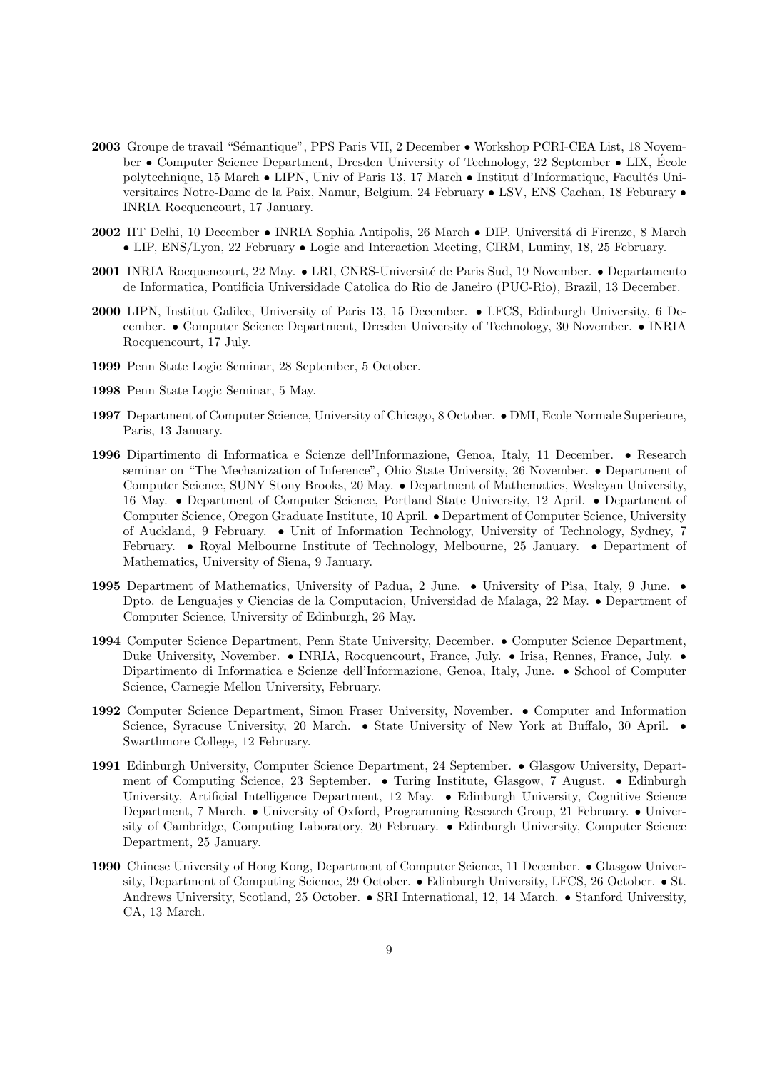**2003** Groupe de travail "Sémantique", PPS Paris VII, 2 December • Workshop PCRI-CEA List, 18 November • Computer Science Department, Dresden University of Technology, 22 September • LIX, École polytechnique, 15 March • LIPN, Univ of Paris 13, 17 March • Institut d'Informatique, Facultés Universitaires Notre-Dame de la Paix, Namur, Belgium, 24 February • LSV, ENS Cachan, 18 Feburary • INRIA Rocquencourt, 17 January.

**2002** IIT Delhi, 10 December • INRIA Sophia Antipolis, 26 March • DIP, Universitá di Firenze, 8 March • LIP, ENS/Lyon, 22 February • Logic and Interaction Meeting, CIRM, Luminy, 18, 25 February.

**2001** INRIA Rocquencourt, 22 May. • LRI, CNRS-Université de Paris Sud, 19 November. • Departamento de Informatica, Pontificia Universidade Catolica do Rio de Janeiro (PUC-Rio), Brazil, 13 December.

**2000** LIPN, Institut Galilee, University of Paris 13, 15 December. • LFCS, Edinburgh University, 6 December. • Computer Science Department, Dresden University of Technology, 30 November. • INRIA Rocquencourt, 17 July.

**1999** Penn State Logic Seminar, 28 September, 5 October.

**1998** Penn State Logic Seminar, 5 May.

**1997** Department of Computer Science, University of Chicago, 8 October. • DMI, Ecole Normale Superieure, Paris, 13 January.

**1996** Dipartimento di Informatica e Scienze dell'Informazione, Genoa, Italy, 11 December. • Research seminar on "The Mechanization of Inference", Ohio State University, 26 November. • Department of Computer Science, SUNY Stony Brooks, 20 May. • Department of Mathematics, Wesleyan University, 16 May. • Department of Computer Science, Portland State University, 12 April. • Department of Computer Science, Oregon Graduate Institute, 10 April. • Department of Computer Science, University of Auckland, 9 February. • Unit of Information Technology, University of Technology, Sydney, 7 February. • Royal Melbourne Institute of Technology, Melbourne, 25 January. • Department of Mathematics, University of Siena, 9 January.

**1995** Department of Mathematics, University of Padua, 2 June. • University of Pisa, Italy, 9 June. • Dpto. de Lenguajes y Ciencias de la Computacion, Universidad de Malaga, 22 May. • Department of Computer Science, University of Edinburgh, 26 May.

**1994** Computer Science Department, Penn State University, December. • Computer Science Department, Duke University, November. • INRIA, Rocquencourt, France, July. • Irisa, Rennes, France, July. • Dipartimento di Informatica e Scienze dell'Informazione, Genoa, Italy, June. • School of Computer Science, Carnegie Mellon University, February.

**1992** Computer Science Department, Simon Fraser University, November. • Computer and Information Science, Syracuse University, 20 March. • State University of New York at Buffalo, 30 April. • Swarthmore College, 12 February.

**1991** Edinburgh University, Computer Science Department, 24 September. • Glasgow University, Department of Computing Science, 23 September. • Turing Institute, Glasgow, 7 August. • Edinburgh University, Artificial Intelligence Department, 12 May. • Edinburgh University, Cognitive Science Department, 7 March. • University of Oxford, Programming Research Group, 21 February. • University of Cambridge, Computing Laboratory, 20 February. • Edinburgh University, Computer Science Department, 25 January.

**1990** Chinese University of Hong Kong, Department of Computer Science, 11 December. • Glasgow University, Department of Computing Science, 29 October. • Edinburgh University, LFCS, 26 October. • St. Andrews University, Scotland, 25 October. • SRI International, 12, 14 March. • Stanford University, CA, 13 March.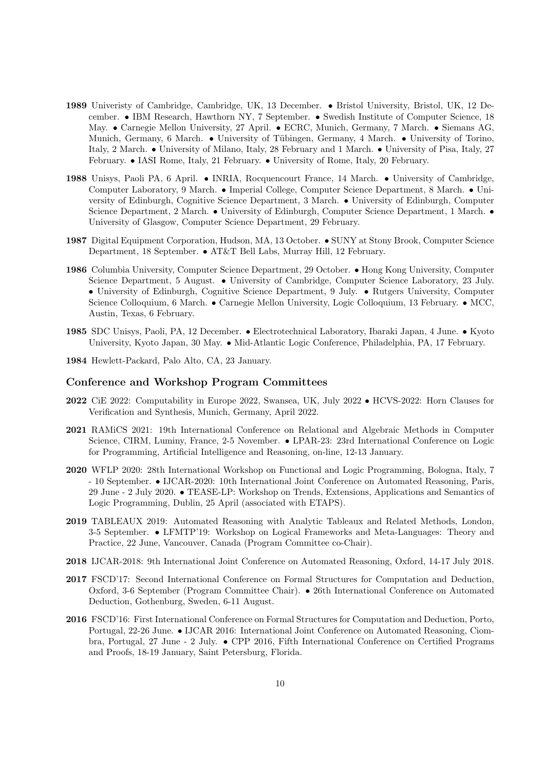**1989** Univeristy of Cambridge, Cambridge, UK, 13 December. • Bristol University, Bristol, UK, 12 December. • IBM Research, Hawthorn NY, 7 September. • Swedish Institute of Computer Science, 18 May. • Carnegie Mellon University, 27 April. • ECRC, Munich, Germany, 7 March. • Siemans AG, Munich, Germany, 6 March. • University of Tübingen, Germany, 4 March. • University of Torino, Italy, 2 March. • University of Milano, Italy, 28 February and 1 March. • University of Pisa, Italy, 27 February. • IASI Rome, Italy, 21 February. • University of Rome, Italy, 20 February.

**1988** Unisys, Paoli PA, 6 April. • INRIA, Rocquencourt France, 14 March. • University of Cambridge, Computer Laboratory, 9 March. • Imperial College, Computer Science Department, 8 March. • University of Edinburgh, Cognitive Science Department, 3 March. • University of Edinburgh, Computer Science Department, 2 March. • University of Edinburgh, Computer Science Department, 1 March. • University of Glasgow, Computer Science Department, 29 February.

**1987** Digital Equipment Corporation, Hudson, MA, 13 October. • SUNY at Stony Brook, Computer Science Department, 18 September. • AT&T Bell Labs, Murray Hill, 12 February.

**1986** Columbia University, Computer Science Department, 29 October. • Hong Kong University, Computer Science Department, 5 August. • University of Cambridge, Computer Science Laboratory, 23 July. • University of Edinburgh, Cognitive Science Department, 9 July. • Rutgers University, Computer Science Colloquium, 6 March. • Carnegie Mellon University, Logic Colloquium, 13 February. • MCC, Austin, Texas, 6 February.

**1985** SDC Unisys, Paoli, PA, 12 December. • Electrotechnical Laboratory, Ibaraki Japan, 4 June. • Kyoto University, Kyoto Japan, 30 May. • Mid-Atlantic Logic Conference, Philadelphia, PA, 17 February.

**1984** Hewlett-Packard, Palo Alto, CA, 23 January.

### Conference and Workshop Program Committees

**2022** CiE 2022: Computability in Europe 2022, Swansea, UK, July 2022 • HCVS-2022: Horn Clauses for Verification and Synthesis, Munich, Germany, April 2022.

**2021** RAMiCS 2021: 19th International Conference on Relational and Algebraic Methods in Computer Science, CIRM, Luminy, France, 2-5 November. • LPAR-23: 23rd International Conference on Logic for Programming, Artificial Intelligence and Reasoning, on-line, 12-13 January.

**2020** WFLP 2020: 28th International Workshop on Functional and Logic Programming, Bologna, Italy, 7 - 10 September. • IJCAR-2020: 10th International Joint Conference on Automated Reasoning, Paris, 29 June - 2 July 2020. • TEASE-LP: Workshop on Trends, Extensions, Applications and Semantics of Logic Programming, Dublin, 25 April (associated with ETAPS).

**2019** TABLEAUX 2019: Automated Reasoning with Analytic Tableaux and Related Methods, London, 3-5 September. • LFMTP'19: Workshop on Logical Frameworks and Meta-Languages: Theory and Practice, 22 June, Vancouver, Canada (Program Committee co-Chair).

**2018** IJCAR-2018: 9th International Joint Conference on Automated Reasoning, Oxford, 14-17 July 2018.

**2017** FSCD'17: Second International Conference on Formal Structures for Computation and Deduction, Oxford, 3-6 September (Program Committee Chair). • 26th International Conference on Automated Deduction, Gothenburg, Sweden, 6-11 August.

**2016** FSCD'16: First International Conference on Formal Structures for Computation and Deduction, Porto, Portugal, 22-26 June. • IJCAR 2016: International Joint Conference on Automated Reasoning, Ciombra, Portugal, 27 June - 2 July. • CPP 2016, Fifth International Conference on Certified Programs and Proofs, 18-19 January, Saint Petersburg, Florida.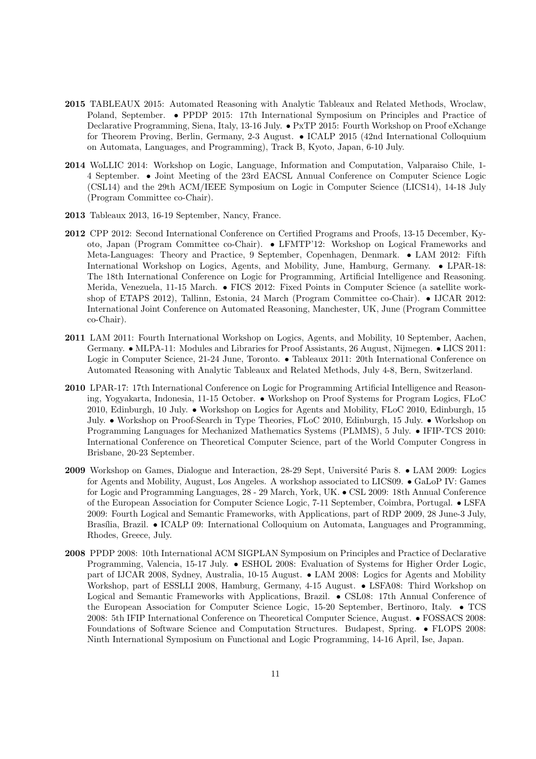**2015** TABLEAUX 2015: Automated Reasoning with Analytic Tableaux and Related Methods, Wroclaw, Poland, September. • PPDP 2015: 17th International Symposium on Principles and Practice of Declarative Programming, Siena, Italy, 13-16 July. • PxTP 2015: Fourth Workshop on Proof eXchange for Theorem Proving, Berlin, Germany, 2-3 August. • ICALP 2015 (42nd International Colloquium on Automata, Languages, and Programming), Track B, Kyoto, Japan, 6-10 July.

**2014** WoLLIC 2014: Workshop on Logic, Language, Information and Computation, Valparaiso Chile, 1-4 September. • Joint Meeting of the 23rd EACSL Annual Conference on Computer Science Logic (CSL14) and the 29th ACM/IEEE Symposium on Logic in Computer Science (LICS14), 14-18 July (Program Committee co-Chair).

**2013** Tableaux 2013, 16-19 September, Nancy, France.

**2012** CPP 2012: Second International Conference on Certified Programs and Proofs, 13-15 December, Kyoto, Japan (Program Committee co-Chair). • LFMTP'12: Workshop on Logical Frameworks and Meta-Languages: Theory and Practice, 9 September, Copenhagen, Denmark. • LAM 2012: Fifth International Workshop on Logics, Agents, and Mobility, June, Hamburg, Germany. • LPAR-18: The 18th International Conference on Logic for Programming, Artificial Intelligence and Reasoning. Merida, Venezuela, 11-15 March. • FICS 2012: Fixed Points in Computer Science (a satellite workshop of ETAPS 2012), Tallinn, Estonia, 24 March (Program Committee co-Chair). • IJCAR 2012: International Joint Conference on Automated Reasoning, Manchester, UK, June (Program Committee co-Chair).

**2011** LAM 2011: Fourth International Workshop on Logics, Agents, and Mobility, 10 September, Aachen, Germany. • MLPA-11: Modules and Libraries for Proof Assistants, 26 August, Nijmegen. • LICS 2011: Logic in Computer Science, 21-24 June, Toronto. • Tableaux 2011: 20th International Conference on Automated Reasoning with Analytic Tableaux and Related Methods, July 4-8, Bern, Switzerland.

**2010** LPAR-17: 17th International Conference on Logic for Programming Artificial Intelligence and Reasoning, Yogyakarta, Indonesia, 11-15 October. • Workshop on Proof Systems for Program Logics, FLoC 2010, Edinburgh, 10 July. • Workshop on Logics for Agents and Mobility, FLoC 2010, Edinburgh, 15 July. • Workshop on Proof-Search in Type Theories, FLoC 2010, Edinburgh, 15 July. • Workshop on Programming Languages for Mechanized Mathematics Systems (PLMMS), 5 July. • IFIP-TCS 2010: International Conference on Theoretical Computer Science, part of the World Computer Congress in Brisbane, 20-23 September.

**2009** Workshop on Games, Dialogue and Interaction, 28-29 Sept, Université Paris 8. • LAM 2009: Logics for Agents and Mobility, August, Los Angeles. A workshop associated to LICS09. • GaLoP IV: Games for Logic and Programming Languages, 28 - 29 March, York, UK. • CSL 2009: 18th Annual Conference of the European Association for Computer Science Logic, 7-11 September, Coimbra, Portugal. • LSFA 2009: Fourth Logical and Semantic Frameworks, with Applications, part of RDP 2009, 28 June-3 July, Brasília, Brazil. • ICALP 09: International Colloquium on Automata, Languages and Programming, Rhodes, Greece, July.

**2008** PPDP 2008: 10th International ACM SIGPLAN Symposium on Principles and Practice of Declarative Programming, Valencia, 15-17 July. • ESHOL 2008: Evaluation of Systems for Higher Order Logic, part of IJCAR 2008, Sydney, Australia, 10-15 August. • LAM 2008: Logics for Agents and Mobility Workshop, part of ESSLLI 2008, Hamburg, Germany, 4-15 August. • LSFA08: Third Workshop on Logical and Semantic Frameworks with Applications, Brazil. • CSL08: 17th Annual Conference of the European Association for Computer Science Logic, 15-20 September, Bertinoro, Italy. • TCS 2008: 5th IFIP International Conference on Theoretical Computer Science, August. • FOSSACS 2008: Foundations of Software Science and Computation Structures. Budapest, Spring. • FLOPS 2008: Ninth International Symposium on Functional and Logic Programming, 14-16 April, Ise, Japan.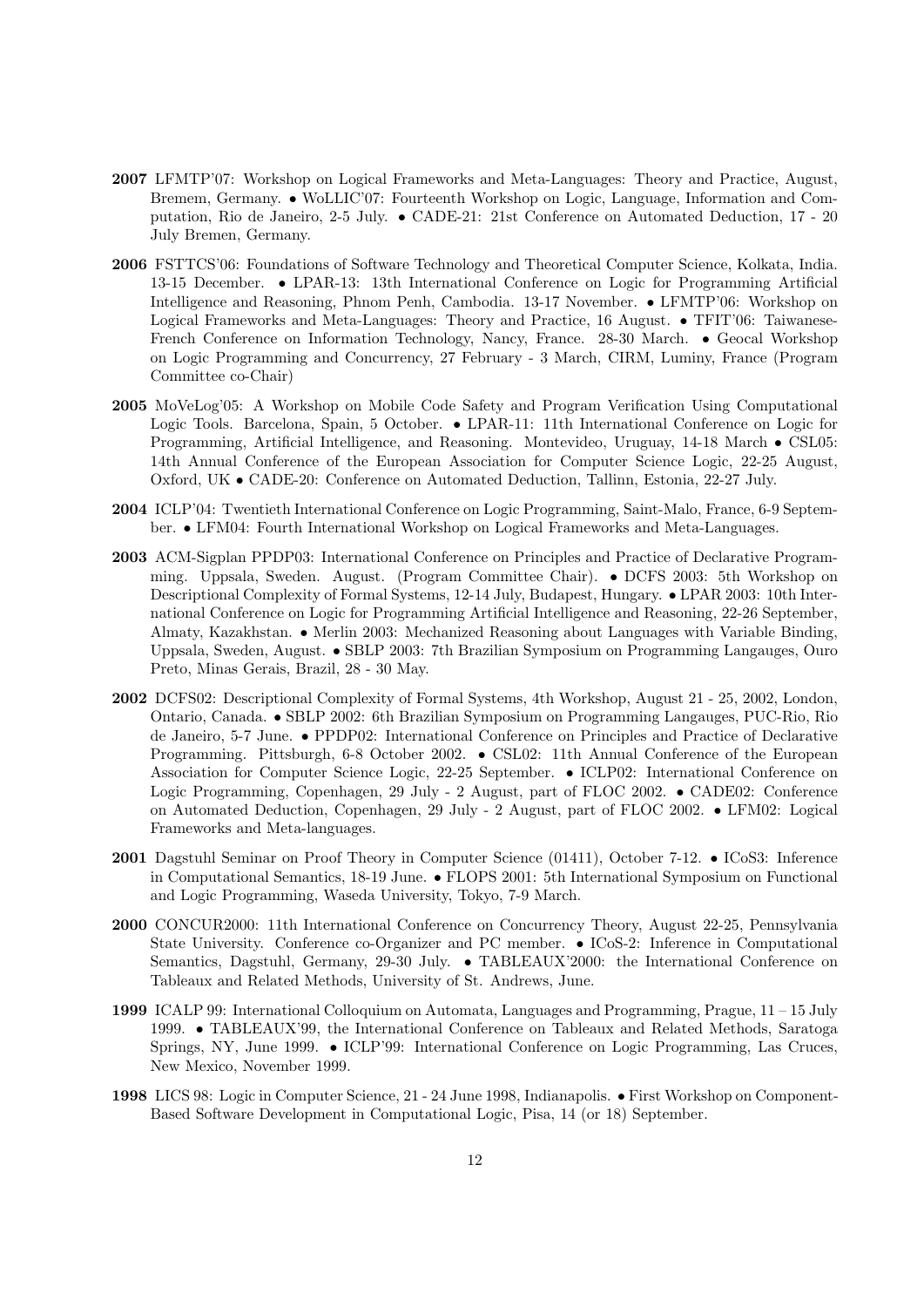**2007** LFMTP'07: Workshop on Logical Frameworks and Meta-Languages: Theory and Practice, August, Bremem, Germany. • WoLLIC'07: Fourteenth Workshop on Logic, Language, Information and Computation, Rio de Janeiro, 2-5 July. • CADE-21: 21st Conference on Automated Deduction, 17 - 20 July Bremen, Germany.

**2006** FSTTCS'06: Foundations of Software Technology and Theoretical Computer Science, Kolkata, India. 13-15 December. • LPAR-13: 13th International Conference on Logic for Programming Artificial Intelligence and Reasoning, Phnom Penh, Cambodia. 13-17 November. • LFMTP'06: Workshop on Logical Frameworks and Meta-Languages: Theory and Practice, 16 August. • TFIT'06: Taiwanese-French Conference on Information Technology, Nancy, France. 28-30 March. • Geocal Workshop on Logic Programming and Concurrency, 27 February - 3 March, CIRM, Luminy, France (Program Committee co-Chair)

**2005** MoVeLog'05: A Workshop on Mobile Code Safety and Program Verification Using Computational Logic Tools. Barcelona, Spain, 5 October. • LPAR-11: 11th International Conference on Logic for Programming, Artificial Intelligence, and Reasoning. Montevideo, Uruguay, 14-18 March • CSL05: 14th Annual Conference of the European Association for Computer Science Logic, 22-25 August, Oxford, UK • CADE-20: Conference on Automated Deduction, Tallinn, Estonia, 22-27 July.

**2004** ICLP'04: Twentieth International Conference on Logic Programming, Saint-Malo, France, 6-9 September. • LFM04: Fourth International Workshop on Logical Frameworks and Meta-Languages.

**2003** ACM-Sigplan PPDP03: International Conference on Principles and Practice of Declarative Programming. Uppsala, Sweden. August. (Program Committee Chair). • DCFS 2003: 5th Workshop on Descriptional Complexity of Formal Systems, 12-14 July, Budapest, Hungary. • LPAR 2003: 10th International Conference on Logic for Programming Artificial Intelligence and Reasoning, 22-26 September, Almaty, Kazakhstan. • Merlin 2003: Mechanized Reasoning about Languages with Variable Binding, Uppsala, Sweden, August. • SBLP 2003: 7th Brazilian Symposium on Programming Langauges, Ouro Preto, Minas Gerais, Brazil, 28 - 30 May.

**2002** DCFS02: Descriptional Complexity of Formal Systems, 4th Workshop, August 21 - 25, 2002, London, Ontario, Canada. • SBLP 2002: 6th Brazilian Symposium on Programming Langauges, PUC-Rio, Rio de Janeiro, 5-7 June. • PPDP02: International Conference on Principles and Practice of Declarative Programming. Pittsburgh, 6-8 October 2002. • CSL02: 11th Annual Conference of the European Association for Computer Science Logic, 22-25 September. • ICLP02: International Conference on Logic Programming, Copenhagen, 29 July - 2 August, part of FLOC 2002. • CADE02: Conference on Automated Deduction, Copenhagen, 29 July - 2 August, part of FLOC 2002. • LFM02: Logical Frameworks and Meta-languages.

**2001** Dagstuhl Seminar on Proof Theory in Computer Science (01411), October 7-12. • ICoS3: Inference in Computational Semantics, 18-19 June. • FLOPS 2001: 5th International Symposium on Functional and Logic Programming, Waseda University, Tokyo, 7-9 March.

**2000** CONCUR2000: 11th International Conference on Concurrency Theory, August 22-25, Pennsylvania State University. Conference co-Organizer and PC member. • ICoS-2: Inference in Computational Semantics, Dagstuhl, Germany, 29-30 July. • TABLEAUX'2000: the International Conference on Tableaux and Related Methods, University of St. Andrews, June.

**1999** ICALP 99: International Colloquium on Automata, Languages and Programming, Prague, 11 – 15 July 1999. • TABLEAUX'99, the International Conference on Tableaux and Related Methods, Saratoga Springs, NY, June 1999. • ICLP'99: International Conference on Logic Programming, Las Cruces, New Mexico, November 1999.

**1998** LICS 98: Logic in Computer Science, 21 - 24 June 1998, Indianapolis. • First Workshop on Component-Based Software Development in Computational Logic, Pisa, 14 (or 18) September.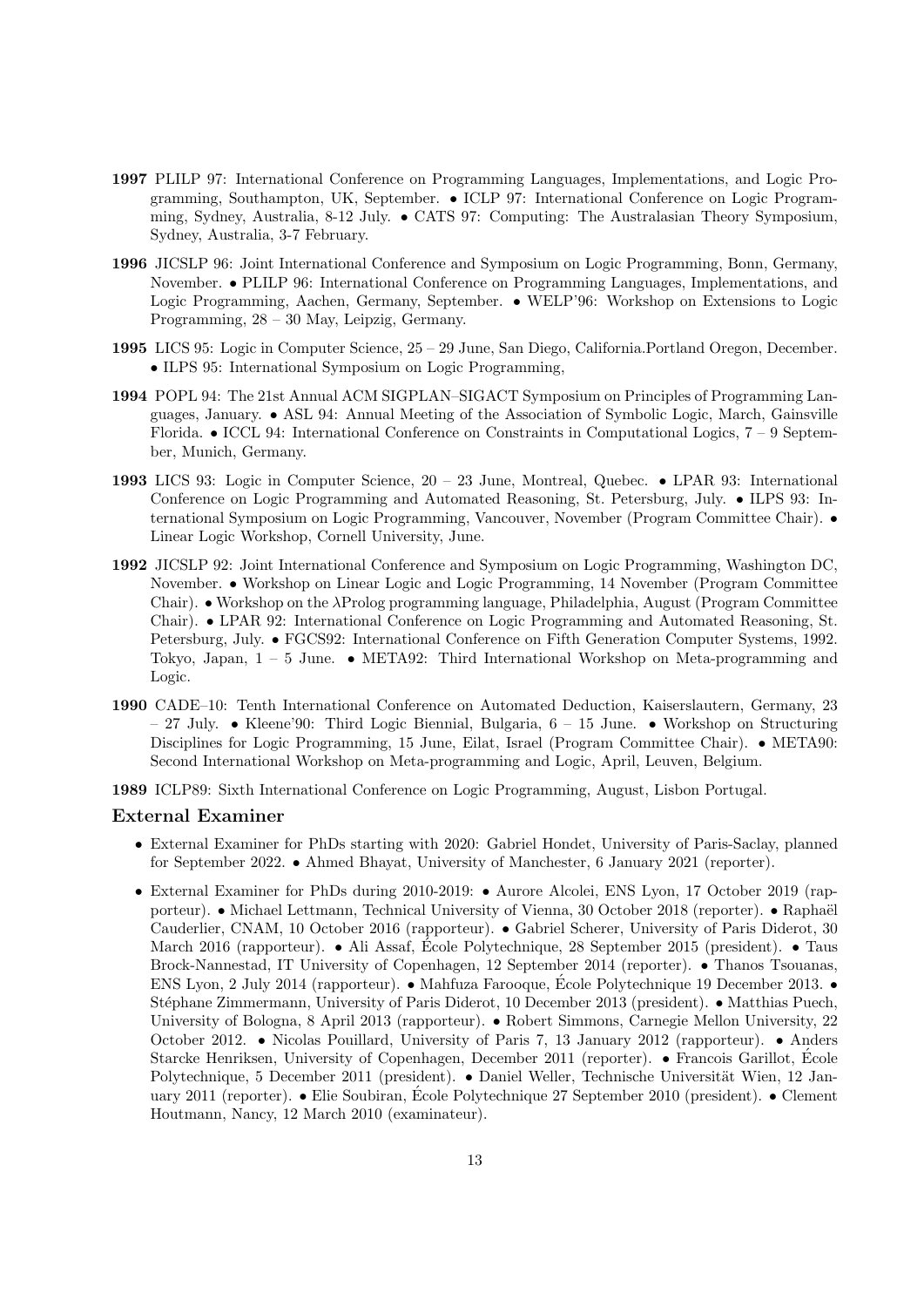**1997** PLILP 97: International Conference on Programming Languages, Implementations, and Logic Programming, Southampton, UK, September. • ICLP 97: International Conference on Logic Programming, Sydney, Australia, 8-12 July. • CATS 97: Computing: The Australasian Theory Symposium, Sydney, Australia, 3-7 February.

**1996** JICSLP 96: Joint International Conference and Symposium on Logic Programming, Bonn, Germany, November. • PLILP 96: International Conference on Programming Languages, Implementations, and Logic Programming, Aachen, Germany, September. • WELP'96: Workshop on Extensions to Logic Programming, 28 – 30 May, Leipzig, Germany.

**1995** LICS 95: Logic in Computer Science, 25 – 29 June, San Diego, California.Portland Oregon, December. • ILPS 95: International Symposium on Logic Programming,

**1994** POPL 94: The 21st Annual ACM SIGPLAN–SIGACT Symposium on Principles of Programming Languages, January. • ASL 94: Annual Meeting of the Association of Symbolic Logic, March, Gainsville Florida. • ICCL 94: International Conference on Constraints in Computational Logics, 7 – 9 September, Munich, Germany.

**1993** LICS 93: Logic in Computer Science, 20 – 23 June, Montreal, Quebec. • LPAR 93: International Conference on Logic Programming and Automated Reasoning, St. Petersburg, July. • ILPS 93: International Symposium on Logic Programming, Vancouver, November (Program Committee Chair). • Linear Logic Workshop, Cornell University, June.

**1992** JICSLP 92: Joint International Conference and Symposium on Logic Programming, Washington DC, November. • Workshop on Linear Logic and Logic Programming, 14 November (Program Committee Chair). • Workshop on the λProlog programming language, Philadelphia, August (Program Committee Chair). • LPAR 92: International Conference on Logic Programming and Automated Reasoning, St. Petersburg, July. • FGCS92: International Conference on Fifth Generation Computer Systems, 1992. Tokyo, Japan, 1 – 5 June. • META92: Third International Workshop on Meta-programming and Logic.

**1990** CADE–10: Tenth International Conference on Automated Deduction, Kaiserslautern, Germany, 23 – 27 July. • Kleene'90: Third Logic Biennial, Bulgaria, 6 – 15 June. • Workshop on Structuring Disciplines for Logic Programming, 15 June, Eilat, Israel (Program Committee Chair). • META90: Second International Workshop on Meta-programming and Logic, April, Leuven, Belgium.

**1989** ICLP89: Sixth International Conference on Logic Programming, August, Lisbon Portugal.

### External Examiner

- External Examiner for PhDs starting with 2020: Gabriel Hondet, University of Paris-Saclay, planned for September 2022. • Ahmed Bhayat, University of Manchester, 6 January 2021 (reporter).
- External Examiner for PhDs during 2010-2019: • Aurore Alcolei, ENS Lyon, 17 October 2019 (rapporteur). • Michael Lettmann, Technical University of Vienna, 30 October 2018 (reporter). • Raphaël Cauderlier, CNAM, 10 October 2016 (rapporteur). • Gabriel Scherer, University of Paris Diderot, 30 March 2016 (rapporteur). • Ali Assaf, École Polytechnique, 28 September 2015 (president). • Taus Brock-Nannestad, IT University of Copenhagen, 12 September 2014 (reporter). • Thanos Tsouanas, ENS Lyon, 2 July 2014 (rapporteur). • Mahfuza Farooque, École Polytechnique 19 December 2013. • Stéphane Zimmermann, University of Paris Diderot, 10 December 2013 (president). • Matthias Puech, University of Bologna, 8 April 2013 (rapporteur). • Robert Simmons, Carnegie Mellon University, 22 October 2012. • Nicolas Pouillard, University of Paris 7, 13 January 2012 (rapporteur). • Anders Starcke Henriksen, University of Copenhagen, December 2011 (reporter). • Francois Garillot, École Polytechnique, 5 December 2011 (president). • Daniel Weller, Technische Universität Wien, 12 January 2011 (reporter). • Elie Soubiran, École Polytechnique 27 September 2010 (president). • Clement Houtmann, Nancy, 12 March 2010 (examinateur).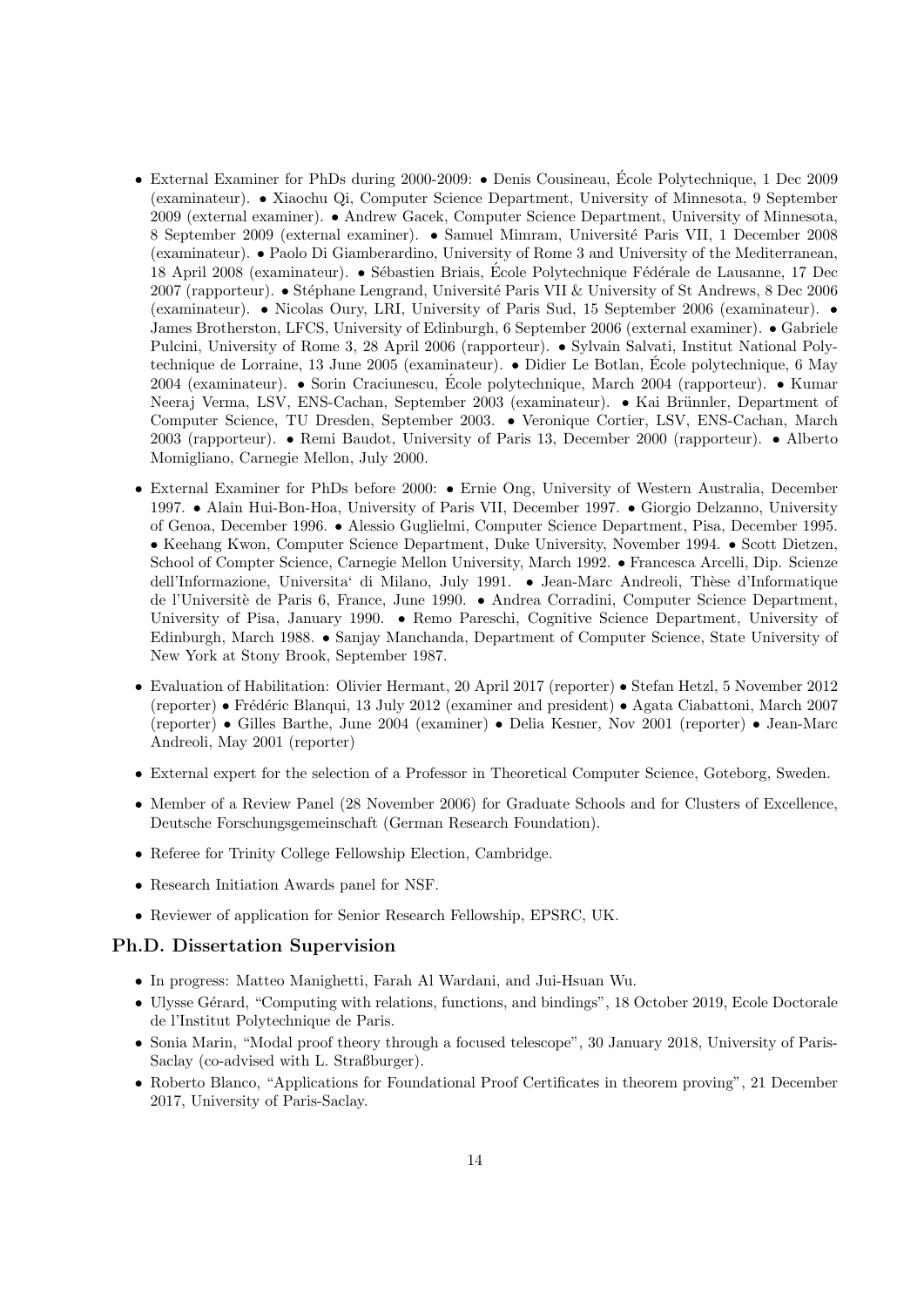- External Examiner for PhDs during 2000-2009: • Denis Cousineau, École Polytechnique, 1 Dec 2009 (examinateur). • Xiaochu Qi, Computer Science Department, University of Minnesota, 9 September 2009 (external examiner). • Andrew Gacek, Computer Science Department, University of Minnesota, 8 September 2009 (external examiner). • Samuel Mimram, Université Paris VII, 1 December 2008 (examinateur). • Paolo Di Giamberardino, University of Rome 3 and University of the Mediterranean, 18 April 2008 (examinateur). • Sébastien Briais, École Polytechnique Fédérale de Lausanne, 17 Dec 2007 (rapporteur). • Stéphane Lengrand, Université Paris VII & University of St Andrews, 8 Dec 2006 (examinateur). • Nicolas Oury, LRI, University of Paris Sud, 15 September 2006 (examinateur). • James Brotherston, LFCS, University of Edinburgh, 6 September 2006 (external examiner). • Gabriele Pulcini, University of Rome 3, 28 April 2006 (rapporteur). • Sylvain Salvati, Institut National Polytechnique de Lorraine, 13 June 2005 (examinateur). • Didier Le Botlan, École polytechnique, 6 May 2004 (examinateur). • Sorin Craciunescu, École polytechnique, March 2004 (rapporteur). • Kumar Neeraj Verma, LSV, ENS-Cachan, September 2003 (examinateur). • Kai Brünnler, Department of Computer Science, TU Dresden, September 2003. • Veronique Cortier, LSV, ENS-Cachan, March 2003 (rapporteur). • Remi Baudot, University of Paris 13, December 2000 (rapporteur). • Alberto Momigliano, Carnegie Mellon, July 2000.
- External Examiner for PhDs before 2000: • Ernie Ong, University of Western Australia, December 1997. • Alain Hui-Bon-Hoa, University of Paris VII, December 1997. • Giorgio Delzanno, University of Genoa, December 1996. • Alessio Guglielmi, Computer Science Department, Pisa, December 1995. • Keehang Kwon, Computer Science Department, Duke University, November 1994. • Scott Dietzen, School of Compter Science, Carnegie Mellon University, March 1992. • Francesca Arcelli, Dip. Scienze dell'Informazione, Universita' di Milano, July 1991. • Jean-Marc Andreoli, Thèse d'Informatique de l'Universitè de Paris 6, France, June 1990. • Andrea Corradini, Computer Science Department, University of Pisa, January 1990. • Remo Pareschi, Cognitive Science Department, University of Edinburgh, March 1988. • Sanjay Manchanda, Department of Computer Science, State University of New York at Stony Brook, September 1987.
- Evaluation of Habilitation: Olivier Hermant, 20 April 2017 (reporter) • Stefan Hetzl, 5 November 2012 (reporter) • Frédéric Blanqui, 13 July 2012 (examiner and president) • Agata Ciabattoni, March 2007 (reporter) • Gilles Barthe, June 2004 (examiner) • Delia Kesner, Nov 2001 (reporter) • Jean-Marc Andreoli, May 2001 (reporter)
- External expert for the selection of a Professor in Theoretical Computer Science, Goteborg, Sweden.
- Member of a Review Panel (28 November 2006) for Graduate Schools and for Clusters of Excellence, Deutsche Forschungsgemeinschaft (German Research Foundation).
- Referee for Trinity College Fellowship Election, Cambridge.
- Research Initiation Awards panel for NSF.
- Reviewer of application for Senior Research Fellowship, EPSRC, UK.

## Ph.D. Dissertation Supervision

- In progress: Matteo Manighetti, Farah Al Wardani, and Jui-Hsuan Wu.
- Ulysse Gérard, "Computing with relations, functions, and bindings", 18 October 2019, Ecole Doctorale de l'Institut Polytechnique de Paris.
- Sonia Marin, "Modal proof theory through a focused telescope", 30 January 2018, University of Paris-Saclay (co-advised with L. Straßburger).
- Roberto Blanco, "Applications for Foundational Proof Certificates in theorem proving", 21 December 2017, University of Paris-Saclay.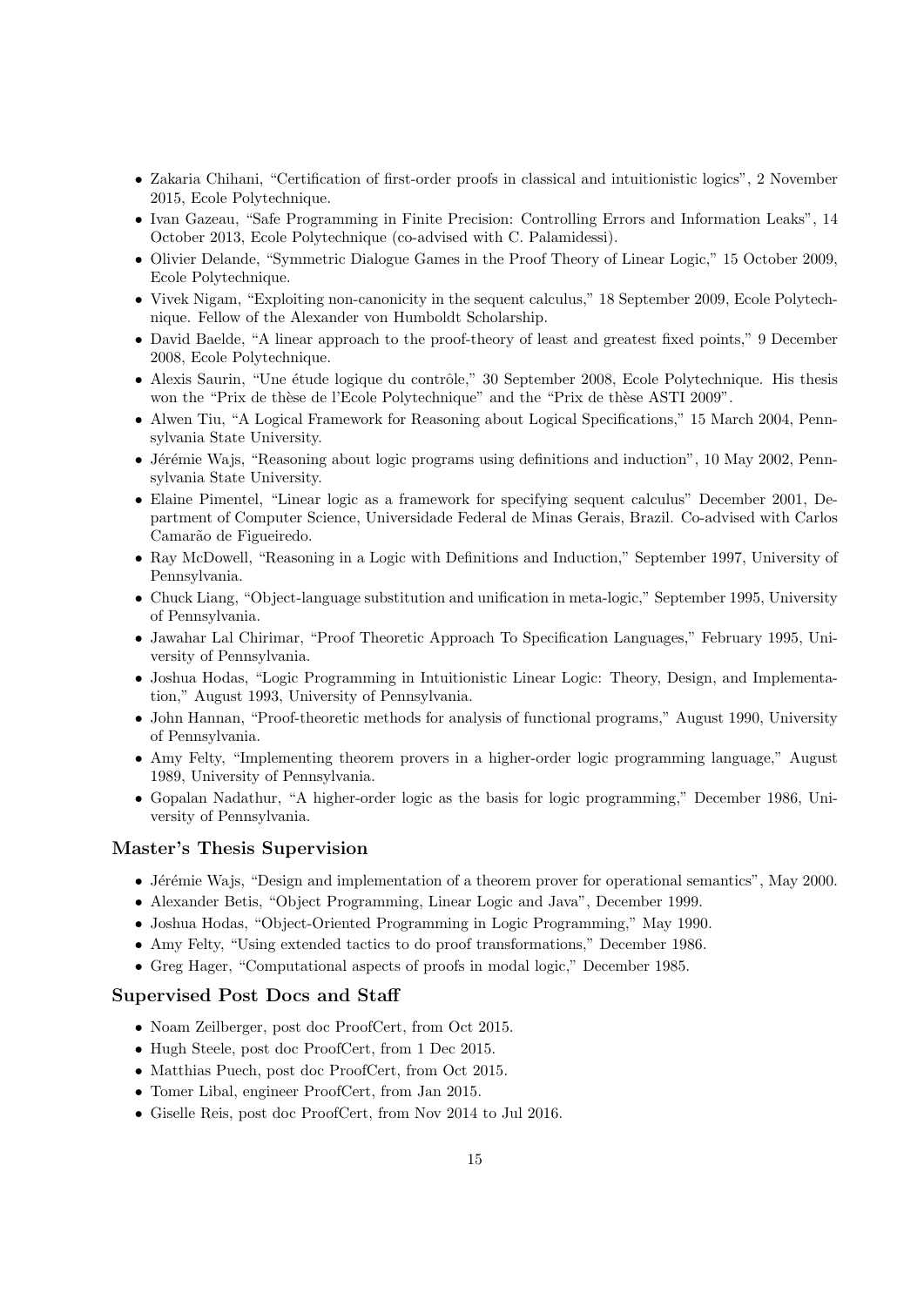- Zakaria Chihani, "Certification of first-order proofs in classical and intuitionistic logics", 2 November 2015, Ecole Polytechnique.
- Ivan Gazeau, "Safe Programming in Finite Precision: Controlling Errors and Information Leaks", 14 October 2013, Ecole Polytechnique (co-advised with C. Palamidessi).
- Olivier Delande, "Symmetric Dialogue Games in the Proof Theory of Linear Logic," 15 October 2009, Ecole Polytechnique.
- Vivek Nigam, "Exploiting non-canonicity in the sequent calculus," 18 September 2009, Ecole Polytechnique. Fellow of the Alexander von Humboldt Scholarship.
- David Baelde, "A linear approach to the proof-theory of least and greatest fixed points," 9 December 2008, Ecole Polytechnique.
- Alexis Saurin, "Une étude logique du contrôle," 30 September 2008, Ecole Polytechnique. His thesis won the "Prix de thèse de l'Ecole Polytechnique" and the "Prix de thèse ASTI 2009".
- Alwen Tiu, "A Logical Framework for Reasoning about Logical Specifications," 15 March 2004, Pennsylvania State University.
- Jérémie Wajs, "Reasoning about logic programs using definitions and induction", 10 May 2002, Pennsylvania State University.
- Elaine Pimentel, "Linear logic as a framework for specifying sequent calculus" December 2001, Department of Computer Science, Universidade Federal de Minas Gerais, Brazil. Co-advised with Carlos Camarão de Figueiredo.
- Ray McDowell, "Reasoning in a Logic with Definitions and Induction," September 1997, University of Pennsylvania.
- Chuck Liang, "Object-language substitution and unification in meta-logic," September 1995, University of Pennsylvania.
- Jawahar Lal Chirimar, "Proof Theoretic Approach To Specification Languages," February 1995, University of Pennsylvania.
- Joshua Hodas, "Logic Programming in Intuitionistic Linear Logic: Theory, Design, and Implementation," August 1993, University of Pennsylvania.
- John Hannan, "Proof-theoretic methods for analysis of functional programs," August 1990, University of Pennsylvania.
- Amy Felty, "Implementing theorem provers in a higher-order logic programming language," August 1989, University of Pennsylvania.
- Gopalan Nadathur, "A higher-order logic as the basis for logic programming," December 1986, University of Pennsylvania.

## Master's Thesis Supervision

- Jérémie Wajs, "Design and implementation of a theorem prover for operational semantics", May 2000.
- Alexander Betis, "Object Programming, Linear Logic and Java", December 1999.
- Joshua Hodas, "Object-Oriented Programming in Logic Programming," May 1990.
- Amy Felty, "Using extended tactics to do proof transformations," December 1986.
- Greg Hager, "Computational aspects of proofs in modal logic," December 1985.

## Supervised Post Docs and Staff

- Noam Zeilberger, post doc ProofCert, from Oct 2015.
- Hugh Steele, post doc ProofCert, from 1 Dec 2015.
- Matthias Puech, post doc ProofCert, from Oct 2015.
- Tomer Libal, engineer ProofCert, from Jan 2015.
- Giselle Reis, post doc ProofCert, from Nov 2014 to Jul 2016.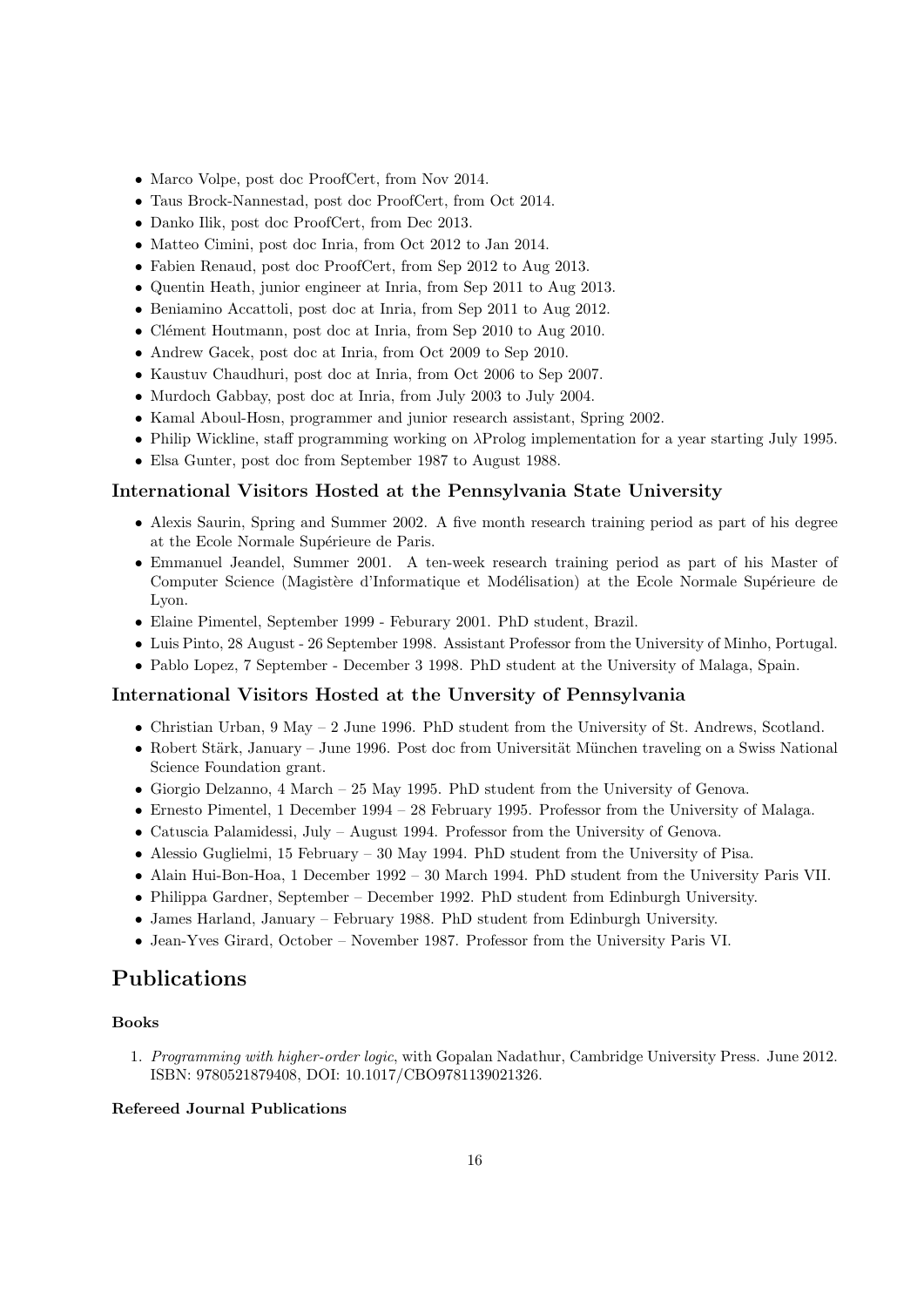- Marco Volpe, post doc ProofCert, from Nov 2014.
- Taus Brock-Nannestad, post doc ProofCert, from Oct 2014.
- Danko Ilik, post doc ProofCert, from Dec 2013.
- Matteo Cimini, post doc Inria, from Oct 2012 to Jan 2014.
- Fabien Renaud, post doc ProofCert, from Sep 2012 to Aug 2013.
- Quentin Heath, junior engineer at Inria, from Sep 2011 to Aug 2013.
- Beniamino Accattoli, post doc at Inria, from Sep 2011 to Aug 2012.
- Clément Houtmann, post doc at Inria, from Sep 2010 to Aug 2010.
- Andrew Gacek, post doc at Inria, from Oct 2009 to Sep 2010.
- Kaustuv Chaudhuri, post doc at Inria, from Oct 2006 to Sep 2007.
- Murdoch Gabbay, post doc at Inria, from July 2003 to July 2004.
- Kamal Aboul-Hosn, programmer and junior research assistant, Spring 2002.
- Philip Wickline, staff programming working on λProlog implementation for a year starting July 1995.
- Elsa Gunter, post doc from September 1987 to August 1988.

### International Visitors Hosted at the Pennsylvania State University

- Alexis Saurin, Spring and Summer 2002. A five month research training period as part of his degree at the Ecole Normale Supérieure de Paris.
- Emmanuel Jeandel, Summer 2001. A ten-week research training period as part of his Master of Computer Science (Magistère d'Informatique et Modélisation) at the Ecole Normale Supérieure de Lyon.
- Elaine Pimentel, September 1999 - Feburary 2001. PhD student, Brazil.
- Luis Pinto, 28 August - 26 September 1998. Assistant Professor from the University of Minho, Portugal.
- Pablo Lopez, 7 September - December 3 1998. PhD student at the University of Malaga, Spain.

### International Visitors Hosted at the Unversity of Pennsylvania

- Christian Urban, 9 May – 2 June 1996. PhD student from the University of St. Andrews, Scotland.
- Robert Stärk, January – June 1996. Post doc from Universität München traveling on a Swiss National Science Foundation grant.
- Giorgio Delzanno, 4 March – 25 May 1995. PhD student from the University of Genova.
- Ernesto Pimentel, 1 December 1994 – 28 February 1995. Professor from the University of Malaga.
- Catuscia Palamidessi, July – August 1994. Professor from the University of Genova.
- Alessio Guglielmi, 15 February – 30 May 1994. PhD student from the University of Pisa.
- Alain Hui-Bon-Hoa, 1 December 1992 – 30 March 1994. PhD student from the University Paris VII.
- Philippa Gardner, September – December 1992. PhD student from Edinburgh University.
- James Harland, January – February 1988. PhD student from Edinburgh University.
- Jean-Yves Girard, October – November 1987. Professor from the University Paris VI.

## Publications

#### Books

1. *Programming with higher-order logic*, with Gopalan Nadathur, Cambridge University Press. June 2012. ISBN: 9780521879408, DOI: 10.1017/CBO9781139021326.

#### Refereed Journal Publications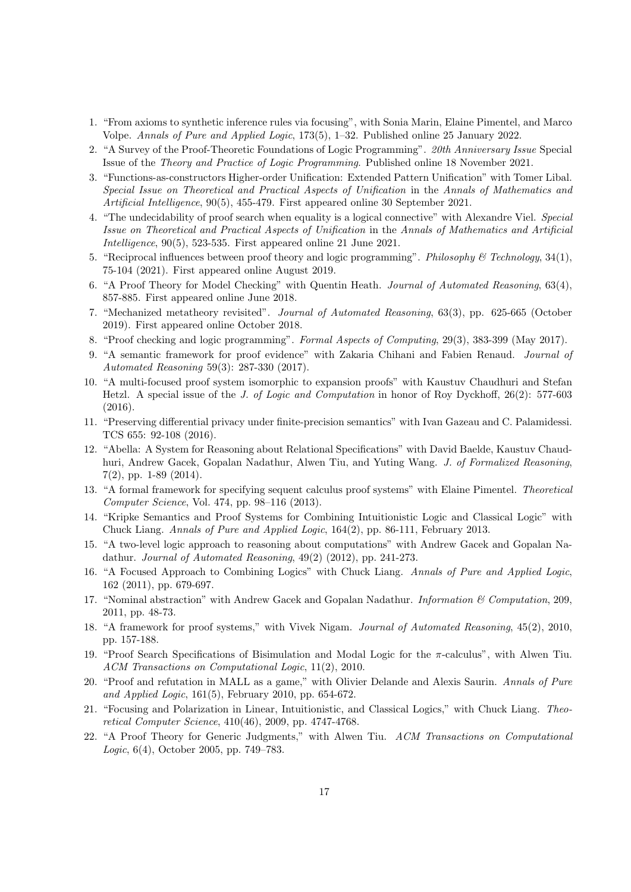1. "From axioms to synthetic inference rules via focusing", with Sonia Marin, Elaine Pimentel, and Marco Volpe. *Annals of Pure and Applied Logic*, 173(5), 1–32. Published online 25 January 2022.
2. "A Survey of the Proof-Theoretic Foundations of Logic Programming". *20th Anniversary Issue* Special Issue of the *Theory and Practice of Logic Programming*. Published online 18 November 2021.
3. "Functions-as-constructors Higher-order Unification: Extended Pattern Unification" with Tomer Libal. *Special Issue on Theoretical and Practical Aspects of Unification* in the *Annals of Mathematics and Artificial Intelligence*, 90(5), 455-479. First appeared online 30 September 2021.
4. "The undecidability of proof search when equality is a logical connective" with Alexandre Viel. *Special Issue on Theoretical and Practical Aspects of Unification* in the *Annals of Mathematics and Artificial Intelligence*, 90(5), 523-535. First appeared online 21 June 2021.
5. "Reciprocal influences between proof theory and logic programming". *Philosophy & Technology*, 34(1), 75-104 (2021). First appeared online August 2019.
6. "A Proof Theory for Model Checking" with Quentin Heath. *Journal of Automated Reasoning*, 63(4), 857-885. First appeared online June 2018.
7. "Mechanized metatheory revisited". *Journal of Automated Reasoning*, 63(3), pp. 625-665 (October 2019). First appeared online October 2018.
8. "Proof checking and logic programming". *Formal Aspects of Computing*, 29(3), 383-399 (May 2017).
9. "A semantic framework for proof evidence" with Zakaria Chihani and Fabien Renaud. *Journal of Automated Reasoning* 59(3): 287-330 (2017).
10. "A multi-focused proof system isomorphic to expansion proofs" with Kaustuv Chaudhuri and Stefan Hetzl. A special issue of the *J. of Logic and Computation* in honor of Roy Dyckhoff, 26(2): 577-603 (2016).
11. "Preserving differential privacy under finite-precision semantics" with Ivan Gazeau and C. Palamidessi. TCS 655: 92-108 (2016).
12. "Abella: A System for Reasoning about Relational Specifications" with David Baelde, Kaustuv Chaudhuri, Andrew Gacek, Gopalan Nadathur, Alwen Tiu, and Yuting Wang. *J. of Formalized Reasoning*, 7(2), pp. 1-89 (2014).
13. "A formal framework for specifying sequent calculus proof systems" with Elaine Pimentel. *Theoretical Computer Science*, Vol. 474, pp. 98–116 (2013).
14. "Kripke Semantics and Proof Systems for Combining Intuitionistic Logic and Classical Logic" with Chuck Liang. *Annals of Pure and Applied Logic*, 164(2), pp. 86-111, February 2013.
15. "A two-level logic approach to reasoning about computations" with Andrew Gacek and Gopalan Nadathur. *Journal of Automated Reasoning*, 49(2) (2012), pp. 241-273.
16. "A Focused Approach to Combining Logics" with Chuck Liang. *Annals of Pure and Applied Logic*, 162 (2011), pp. 679-697.
17. "Nominal abstraction" with Andrew Gacek and Gopalan Nadathur. *Information & Computation*, 209, 2011, pp. 48-73.
18. "A framework for proof systems," with Vivek Nigam. *Journal of Automated Reasoning*, 45(2), 2010, pp. 157-188.
19. "Proof Search Specifications of Bisimulation and Modal Logic for the $\pi$-calculus", with Alwen Tiu. *ACM Transactions on Computational Logic*, 11(2), 2010.
20. "Proof and refutation in MALL as a game," with Olivier Delande and Alexis Saurin. *Annals of Pure and Applied Logic*, 161(5), February 2010, pp. 654-672.
21. "Focusing and Polarization in Linear, Intuitionistic, and Classical Logics," with Chuck Liang. *Theoretical Computer Science*, 410(46), 2009, pp. 4747-4768.
22. "A Proof Theory for Generic Judgments," with Alwen Tiu. *ACM Transactions on Computational Logic*, 6(4), October 2005, pp. 749–783.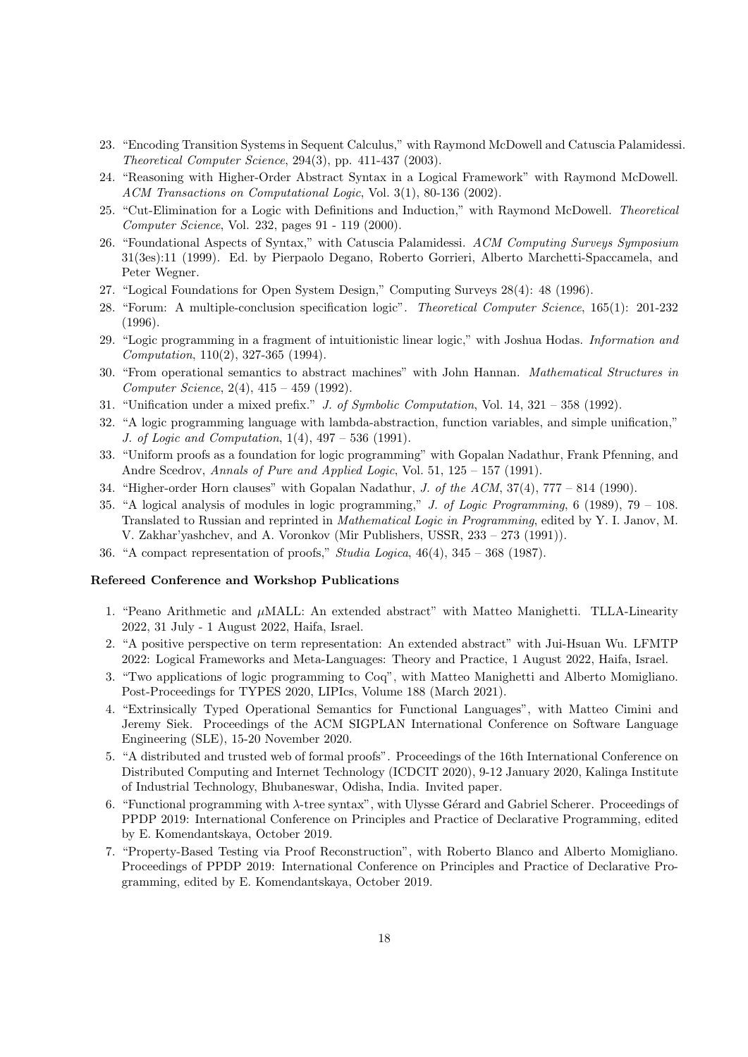23. "Encoding Transition Systems in Sequent Calculus," with Raymond McDowell and Catuscia Palamidessi. *Theoretical Computer Science*, 294(3), pp. 411-437 (2003).
24. "Reasoning with Higher-Order Abstract Syntax in a Logical Framework" with Raymond McDowell. *ACM Transactions on Computational Logic*, Vol. 3(1), 80-136 (2002).
25. "Cut-Elimination for a Logic with Definitions and Induction," with Raymond McDowell. *Theoretical Computer Science*, Vol. 232, pages 91 - 119 (2000).
26. "Foundational Aspects of Syntax," with Catuscia Palamidessi. *ACM Computing Surveys Symposium* 31(3es):11 (1999). Ed. by Pierpaolo Degano, Roberto Gorrieri, Alberto Marchetti-Spaccamela, and Peter Wegner.
27. "Logical Foundations for Open System Design," Computing Surveys 28(4): 48 (1996).
28. "Forum: A multiple-conclusion specification logic". *Theoretical Computer Science*, 165(1): 201-232 (1996).
29. "Logic programming in a fragment of intuitionistic linear logic," with Joshua Hodas. *Information and Computation*, 110(2), 327-365 (1994).
30. "From operational semantics to abstract machines" with John Hannan. *Mathematical Structures in Computer Science*, 2(4), 415 – 459 (1992).
31. "Unification under a mixed prefix." *J. of Symbolic Computation*, Vol. 14, 321 – 358 (1992).
32. "A logic programming language with lambda-abstraction, function variables, and simple unification," *J. of Logic and Computation*, 1(4), 497 – 536 (1991).
33. "Uniform proofs as a foundation for logic programming" with Gopalan Nadathur, Frank Pfenning, and Andre Scedrov, *Annals of Pure and Applied Logic*, Vol. 51, 125 – 157 (1991).
34. "Higher-order Horn clauses" with Gopalan Nadathur, *J. of the ACM*, 37(4), 777 – 814 (1990).
35. "A logical analysis of modules in logic programming," *J. of Logic Programming*, 6 (1989), 79 – 108. Translated to Russian and reprinted in *Mathematical Logic in Programming*, edited by Y. I. Janov, M. V. Zakhar'yashchev, and A. Voronkov (Mir Publishers, USSR, 233 – 273 (1991)).
36. "A compact representation of proofs," *Studia Logica*, 46(4), 345 – 368 (1987).

**Refereed Conference and Workshop Publications**

1. "Peano Arithmetic and $\mu$MALL: An extended abstract" with Matteo Manighetti. TLLA-Linearity 2022, 31 July - 1 August 2022, Haifa, Israel.
2. "A positive perspective on term representation: An extended abstract" with Jui-Hsuan Wu. LFMTP 2022: Logical Frameworks and Meta-Languages: Theory and Practice, 1 August 2022, Haifa, Israel.
3. "Two applications of logic programming to Coq", with Matteo Manighetti and Alberto Momigliano. Post-Proceedings for TYPES 2020, LIPIcs, Volume 188 (March 2021).
4. "Extrinsically Typed Operational Semantics for Functional Languages", with Matteo Cimini and Jeremy Siek. Proceedings of the ACM SIGPLAN International Conference on Software Language Engineering (SLE), 15-20 November 2020.
5. "A distributed and trusted web of formal proofs". Proceedings of the 16th International Conference on Distributed Computing and Internet Technology (ICDCIT 2020), 9-12 January 2020, Kalinga Institute of Industrial Technology, Bhubaneswar, Odisha, India. Invited paper.
6. "Functional programming with $\lambda$-tree syntax", with Ulysse Gérard and Gabriel Scherer. Proceedings of PPDP 2019: International Conference on Principles and Practice of Declarative Programming, edited by E. Komendantskaya, October 2019.
7. "Property-Based Testing via Proof Reconstruction", with Roberto Blanco and Alberto Momigliano. Proceedings of PPDP 2019: International Conference on Principles and Practice of Declarative Programming, edited by E. Komendantskaya, October 2019.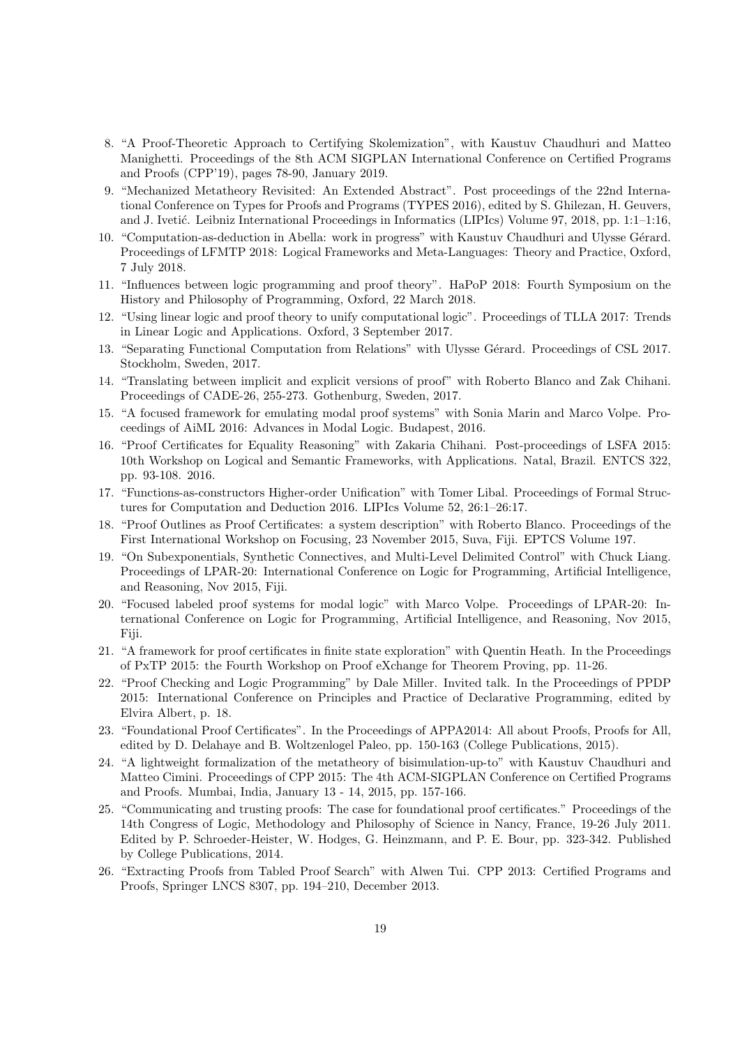8. "A Proof-Theoretic Approach to Certifying Skolemization", with Kaustuv Chaudhuri and Matteo Manighetti. Proceedings of the 8th ACM SIGPLAN International Conference on Certified Programs and Proofs (CPP'19), pages 78-90, January 2019.
9. "Mechanized Metatheory Revisited: An Extended Abstract". Post proceedings of the 22nd International Conference on Types for Proofs and Programs (TYPES 2016), edited by S. Ghilezan, H. Geuvers, and J. Ivetić. Leibniz International Proceedings in Informatics (LIPIcs) Volume 97, 2018, pp. 1:1–1:16,
10. "Computation-as-deduction in Abella: work in progress" with Kaustuv Chaudhuri and Ulysse Gérard. Proceedings of LFMTP 2018: Logical Frameworks and Meta-Languages: Theory and Practice, Oxford, 7 July 2018.
11. "Influences between logic programming and proof theory". HaPoP 2018: Fourth Symposium on the History and Philosophy of Programming, Oxford, 22 March 2018.
12. "Using linear logic and proof theory to unify computational logic". Proceedings of TLLA 2017: Trends in Linear Logic and Applications. Oxford, 3 September 2017.
13. "Separating Functional Computation from Relations" with Ulysse Gérard. Proceedings of CSL 2017. Stockholm, Sweden, 2017.
14. "Translating between implicit and explicit versions of proof" with Roberto Blanco and Zak Chihani. Proceedings of CADE-26, 255-273. Gothenburg, Sweden, 2017.
15. "A focused framework for emulating modal proof systems" with Sonia Marin and Marco Volpe. Proceedings of AiML 2016: Advances in Modal Logic. Budapest, 2016.
16. "Proof Certificates for Equality Reasoning" with Zakaria Chihani. Post-proceedings of LSFA 2015: 10th Workshop on Logical and Semantic Frameworks, with Applications. Natal, Brazil. ENTCS 322, pp. 93-108. 2016.
17. "Functions-as-constructors Higher-order Unification" with Tomer Libal. Proceedings of Formal Structures for Computation and Deduction 2016. LIPIcs Volume 52, 26:1–26:17.
18. "Proof Outlines as Proof Certificates: a system description" with Roberto Blanco. Proceedings of the First International Workshop on Focusing, 23 November 2015, Suva, Fiji. EPTCS Volume 197.
19. "On Subexponentials, Synthetic Connectives, and Multi-Level Delimited Control" with Chuck Liang. Proceedings of LPAR-20: International Conference on Logic for Programming, Artificial Intelligence, and Reasoning, Nov 2015, Fiji.
20. "Focused labeled proof systems for modal logic" with Marco Volpe. Proceedings of LPAR-20: International Conference on Logic for Programming, Artificial Intelligence, and Reasoning, Nov 2015, Fiji.
21. "A framework for proof certificates in finite state exploration" with Quentin Heath. In the Proceedings of PxTP 2015: the Fourth Workshop on Proof eXchange for Theorem Proving, pp. 11-26.
22. "Proof Checking and Logic Programming" by Dale Miller. Invited talk. In the Proceedings of PPDP 2015: International Conference on Principles and Practice of Declarative Programming, edited by Elvira Albert, p. 18.
23. "Foundational Proof Certificates". In the Proceedings of APPA2014: All about Proofs, Proofs for All, edited by D. Delahaye and B. Woltzenlogel Paleo, pp. 150-163 (College Publications, 2015).
24. "A lightweight formalization of the metatheory of bisimulation-up-to" with Kaustuv Chaudhuri and Matteo Cimini. Proceedings of CPP 2015: The 4th ACM-SIGPLAN Conference on Certified Programs and Proofs. Mumbai, India, January 13 - 14, 2015, pp. 157-166.
25. "Communicating and trusting proofs: The case for foundational proof certificates." Proceedings of the 14th Congress of Logic, Methodology and Philosophy of Science in Nancy, France, 19-26 July 2011. Edited by P. Schroeder-Heister, W. Hodges, G. Heinzmann, and P. E. Bour, pp. 323-342. Published by College Publications, 2014.
26. "Extracting Proofs from Tabled Proof Search" with Alwen Tui. CPP 2013: Certified Programs and Proofs, Springer LNCS 8307, pp. 194–210, December 2013.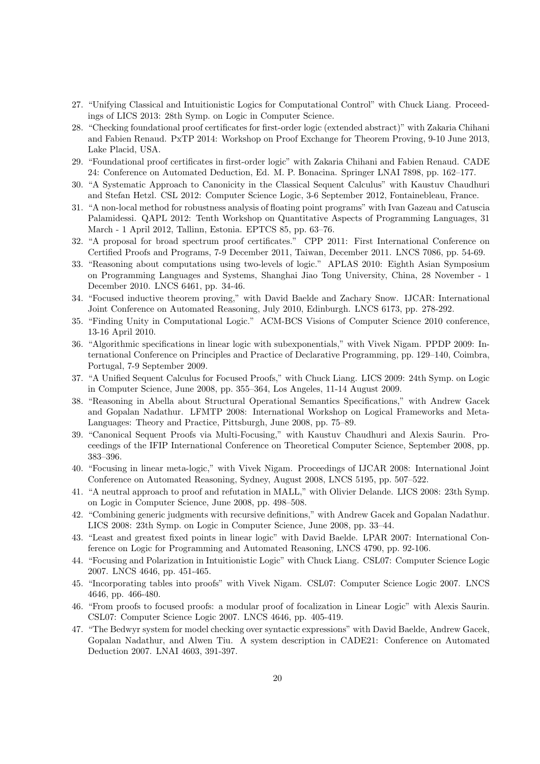27. "Unifying Classical and Intuitionistic Logics for Computational Control" with Chuck Liang. Proceedings of LICS 2013: 28th Symp. on Logic in Computer Science.
28. "Checking foundational proof certificates for first-order logic (extended abstract)" with Zakaria Chihani and Fabien Renaud. PxTP 2014: Workshop on Proof Exchange for Theorem Proving, 9-10 June 2013, Lake Placid, USA.
29. "Foundational proof certificates in first-order logic" with Zakaria Chihani and Fabien Renaud. CADE 24: Conference on Automated Deduction, Ed. M. P. Bonacina. Springer LNAI 7898, pp. 162–177.
30. "A Systematic Approach to Canonicity in the Classical Sequent Calculus" with Kaustuv Chaudhuri and Stefan Hetzl. CSL 2012: Computer Science Logic, 3-6 September 2012, Fontainebleau, France.
31. "A non-local method for robustness analysis of floating point programs" with Ivan Gazeau and Catuscia Palamidessi. QAPL 2012: Tenth Workshop on Quantitative Aspects of Programming Languages, 31 March - 1 April 2012, Tallinn, Estonia. EPTCS 85, pp. 63–76.
32. "A proposal for broad spectrum proof certificates." CPP 2011: First International Conference on Certified Proofs and Programs, 7-9 December 2011, Taiwan, December 2011. LNCS 7086, pp. 54-69.
33. "Reasoning about computations using two-levels of logic." APLAS 2010: Eighth Asian Symposium on Programming Languages and Systems, Shanghai Jiao Tong University, China, 28 November - 1 December 2010. LNCS 6461, pp. 34-46.
34. "Focused inductive theorem proving," with David Baelde and Zachary Snow. IJCAR: International Joint Conference on Automated Reasoning, July 2010, Edinburgh. LNCS 6173, pp. 278-292.
35. "Finding Unity in Computational Logic." ACM-BCS Visions of Computer Science 2010 conference, 13-16 April 2010.
36. "Algorithmic specifications in linear logic with subexponentials," with Vivek Nigam. PPDP 2009: International Conference on Principles and Practice of Declarative Programming, pp. 129–140, Coimbra, Portugal, 7-9 September 2009.
37. "A Unified Sequent Calculus for Focused Proofs," with Chuck Liang. LICS 2009: 24th Symp. on Logic in Computer Science, June 2008, pp. 355–364, Los Angeles, 11-14 August 2009.
38. "Reasoning in Abella about Structural Operational Semantics Specifications," with Andrew Gacek and Gopalan Nadathur. LFMTP 2008: International Workshop on Logical Frameworks and Meta-Languages: Theory and Practice, Pittsburgh, June 2008, pp. 75–89.
39. "Canonical Sequent Proofs via Multi-Focusing," with Kaustuv Chaudhuri and Alexis Saurin. Proceedings of the IFIP International Conference on Theoretical Computer Science, September 2008, pp. 383–396.
40. "Focusing in linear meta-logic," with Vivek Nigam. Proceedings of IJCAR 2008: International Joint Conference on Automated Reasoning, Sydney, August 2008, LNCS 5195, pp. 507–522.
41. "A neutral approach to proof and refutation in MALL," with Olivier Delande. LICS 2008: 23th Symp. on Logic in Computer Science, June 2008, pp. 498–508.
42. "Combining generic judgments with recursive definitions," with Andrew Gacek and Gopalan Nadathur. LICS 2008: 23th Symp. on Logic in Computer Science, June 2008, pp. 33–44.
43. "Least and greatest fixed points in linear logic" with David Baelde. LPAR 2007: International Conference on Logic for Programming and Automated Reasoning, LNCS 4790, pp. 92-106.
44. "Focusing and Polarization in Intuitionistic Logic" with Chuck Liang. CSL07: Computer Science Logic 2007. LNCS 4646, pp. 451-465.
45. "Incorporating tables into proofs" with Vivek Nigam. CSL07: Computer Science Logic 2007. LNCS 4646, pp. 466-480.
46. "From proofs to focused proofs: a modular proof of focalization in Linear Logic" with Alexis Saurin. CSL07: Computer Science Logic 2007. LNCS 4646, pp. 405-419.
47. "The Bedwyr system for model checking over syntactic expressions" with David Baelde, Andrew Gacek, Gopalan Nadathur, and Alwen Tiu. A system description in CADE21: Conference on Automated Deduction 2007. LNAI 4603, 391-397.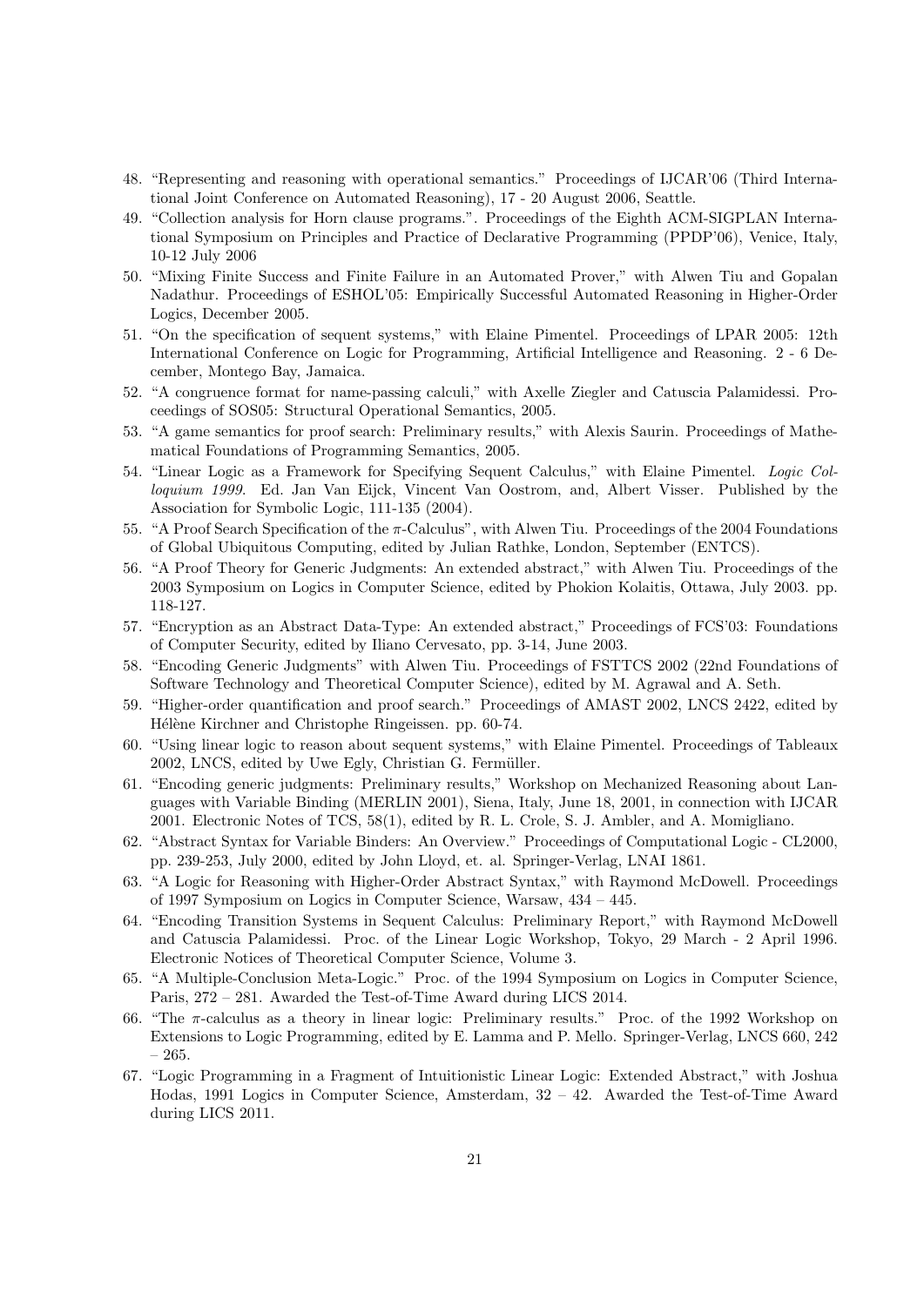48. "Representing and reasoning with operational semantics." Proceedings of IJCAR'06 (Third International Joint Conference on Automated Reasoning), 17 - 20 August 2006, Seattle.
49. "Collection analysis for Horn clause programs.". Proceedings of the Eighth ACM-SIGPLAN International Symposium on Principles and Practice of Declarative Programming (PPDP'06), Venice, Italy, 10-12 July 2006
50. "Mixing Finite Success and Finite Failure in an Automated Prover," with Alwen Tiu and Gopalan Nadathur. Proceedings of ESHOL'05: Empirically Successful Automated Reasoning in Higher-Order Logics, December 2005.
51. "On the specification of sequent systems," with Elaine Pimentel. Proceedings of LPAR 2005: 12th International Conference on Logic for Programming, Artificial Intelligence and Reasoning. 2 - 6 December, Montego Bay, Jamaica.
52. "A congruence format for name-passing calculi," with Axelle Ziegler and Catuscia Palamidessi. Proceedings of SOS05: Structural Operational Semantics, 2005.
53. "A game semantics for proof search: Preliminary results," with Alexis Saurin. Proceedings of Mathematical Foundations of Programming Semantics, 2005.
54. "Linear Logic as a Framework for Specifying Sequent Calculus," with Elaine Pimentel. *Logic Colloquium 1999*. Ed. Jan Van Eijck, Vincent Van Oostrom, and, Albert Visser. Published by the Association for Symbolic Logic, 111-135 (2004).
55. "A Proof Search Specification of the $\pi$-Calculus", with Alwen Tiu. Proceedings of the 2004 Foundations of Global Ubiquitous Computing, edited by Julian Rathke, London, September (ENTCS).
56. "A Proof Theory for Generic Judgments: An extended abstract," with Alwen Tiu. Proceedings of the 2003 Symposium on Logics in Computer Science, edited by Phokion Kolaitis, Ottawa, July 2003. pp. 118-127.
57. "Encryption as an Abstract Data-Type: An extended abstract," Proceedings of FCS'03: Foundations of Computer Security, edited by Iliano Cervesato, pp. 3-14, June 2003.
58. "Encoding Generic Judgments" with Alwen Tiu. Proceedings of FSTTCS 2002 (22nd Foundations of Software Technology and Theoretical Computer Science), edited by M. Agrawal and A. Seth.
59. "Higher-order quantification and proof search." Proceedings of AMAST 2002, LNCS 2422, edited by Hélène Kirchner and Christophe Ringeissen. pp. 60-74.
60. "Using linear logic to reason about sequent systems," with Elaine Pimentel. Proceedings of Tableaux 2002, LNCS, edited by Uwe Egly, Christian G. Fermüller.
61. "Encoding generic judgments: Preliminary results," Workshop on Mechanized Reasoning about Languages with Variable Binding (MERLIN 2001), Siena, Italy, June 18, 2001, in connection with IJCAR 2001. Electronic Notes of TCS, 58(1), edited by R. L. Crole, S. J. Ambler, and A. Momigliano.
62. "Abstract Syntax for Variable Binders: An Overview." Proceedings of Computational Logic - CL2000, pp. 239-253, July 2000, edited by John Lloyd, et. al. Springer-Verlag, LNAI 1861.
63. "A Logic for Reasoning with Higher-Order Abstract Syntax," with Raymond McDowell. Proceedings of 1997 Symposium on Logics in Computer Science, Warsaw, 434 – 445.
64. "Encoding Transition Systems in Sequent Calculus: Preliminary Report," with Raymond McDowell and Catuscia Palamidessi. Proc. of the Linear Logic Workshop, Tokyo, 29 March - 2 April 1996. Electronic Notices of Theoretical Computer Science, Volume 3.
65. "A Multiple-Conclusion Meta-Logic." Proc. of the 1994 Symposium on Logics in Computer Science, Paris, 272 – 281. Awarded the Test-of-Time Award during LICS 2014.
66. "The $\pi$-calculus as a theory in linear logic: Preliminary results." Proc. of the 1992 Workshop on Extensions to Logic Programming, edited by E. Lamma and P. Mello. Springer-Verlag, LNCS 660, 242 – 265.
67. "Logic Programming in a Fragment of Intuitionistic Linear Logic: Extended Abstract," with Joshua Hodas, 1991 Logics in Computer Science, Amsterdam, 32 – 42. Awarded the Test-of-Time Award during LICS 2011.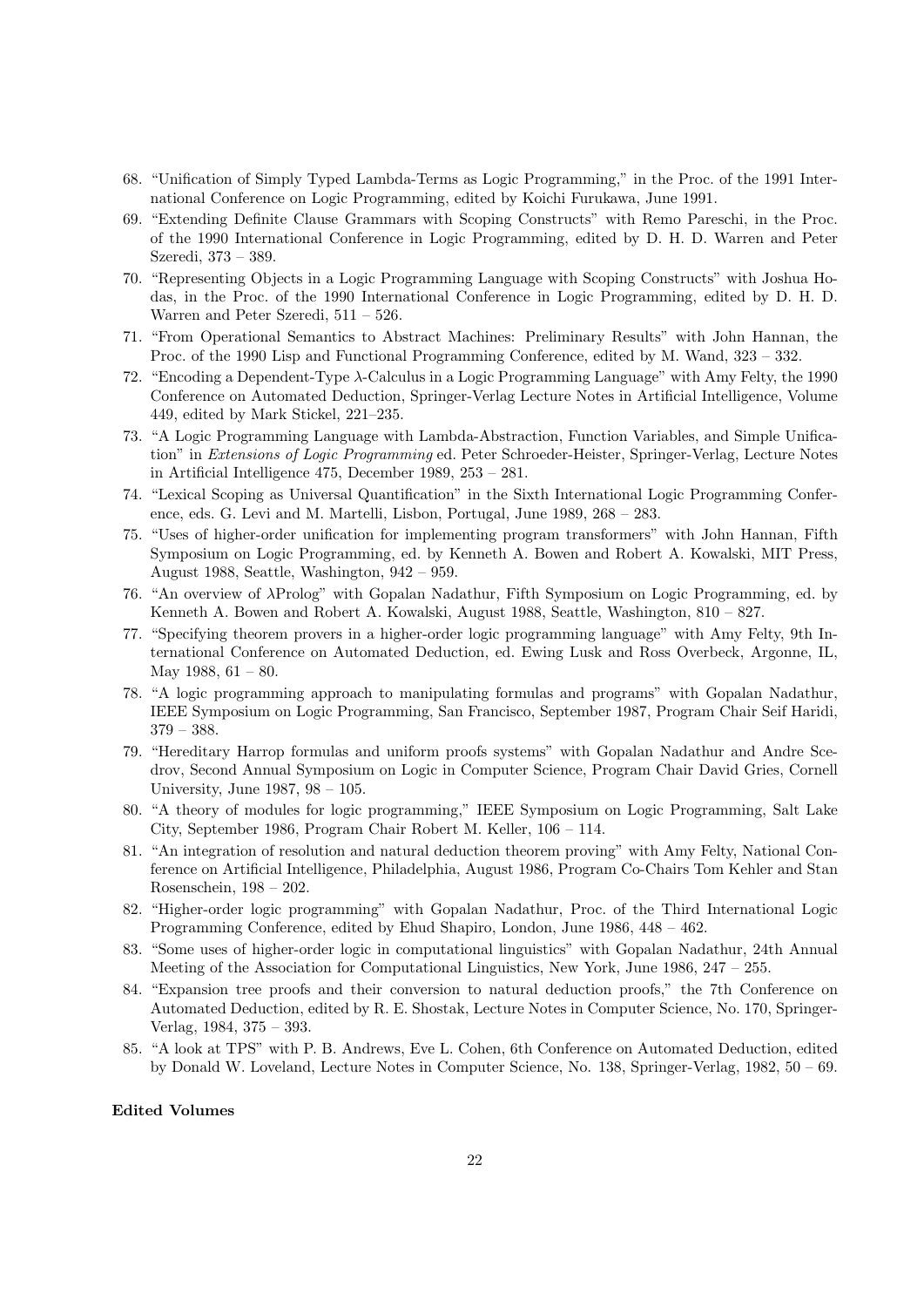68. "Unification of Simply Typed Lambda-Terms as Logic Programming," in the Proc. of the 1991 International Conference on Logic Programming, edited by Koichi Furukawa, June 1991.
69. "Extending Definite Clause Grammars with Scoping Constructs" with Remo Pareschi, in the Proc. of the 1990 International Conference in Logic Programming, edited by D. H. D. Warren and Peter Szeredi, 373 – 389.
70. "Representing Objects in a Logic Programming Language with Scoping Constructs" with Joshua Hodas, in the Proc. of the 1990 International Conference in Logic Programming, edited by D. H. D. Warren and Peter Szeredi, 511 – 526.
71. "From Operational Semantics to Abstract Machines: Preliminary Results" with John Hannan, the Proc. of the 1990 Lisp and Functional Programming Conference, edited by M. Wand, 323 – 332.
72. "Encoding a Dependent-Type $\lambda$-Calculus in a Logic Programming Language" with Amy Felty, the 1990 Conference on Automated Deduction, Springer-Verlag Lecture Notes in Artificial Intelligence, Volume 449, edited by Mark Stickel, 221–235.
73. "A Logic Programming Language with Lambda-Abstraction, Function Variables, and Simple Unification" in *Extensions of Logic Programming* ed. Peter Schroeder-Heister, Springer-Verlag, Lecture Notes in Artificial Intelligence 475, December 1989, 253 – 281.
74. "Lexical Scoping as Universal Quantification" in the Sixth International Logic Programming Conference, eds. G. Levi and M. Martelli, Lisbon, Portugal, June 1989, 268 – 283.
75. "Uses of higher-order unification for implementing program transformers" with John Hannan, Fifth Symposium on Logic Programming, ed. by Kenneth A. Bowen and Robert A. Kowalski, MIT Press, August 1988, Seattle, Washington, 942 – 959.
76. "An overview of $\lambda$Prolog" with Gopalan Nadathur, Fifth Symposium on Logic Programming, ed. by Kenneth A. Bowen and Robert A. Kowalski, August 1988, Seattle, Washington, 810 – 827.
77. "Specifying theorem provers in a higher-order logic programming language" with Amy Felty, 9th International Conference on Automated Deduction, ed. Ewing Lusk and Ross Overbeck, Argonne, IL, May 1988, 61 – 80.
78. "A logic programming approach to manipulating formulas and programs" with Gopalan Nadathur, IEEE Symposium on Logic Programming, San Francisco, September 1987, Program Chair Seif Haridi, 379 – 388.
79. "Hereditary Harrop formulas and uniform proofs systems" with Gopalan Nadathur and Andre Scedrov, Second Annual Symposium on Logic in Computer Science, Program Chair David Gries, Cornell University, June 1987, 98 – 105.
80. "A theory of modules for logic programming," IEEE Symposium on Logic Programming, Salt Lake City, September 1986, Program Chair Robert M. Keller, 106 – 114.
81. "An integration of resolution and natural deduction theorem proving" with Amy Felty, National Conference on Artificial Intelligence, Philadelphia, August 1986, Program Co-Chairs Tom Kehler and Stan Rosenschein, 198 – 202.
82. "Higher-order logic programming" with Gopalan Nadathur, Proc. of the Third International Logic Programming Conference, edited by Ehud Shapiro, London, June 1986, 448 – 462.
83. "Some uses of higher-order logic in computational linguistics" with Gopalan Nadathur, 24th Annual Meeting of the Association for Computational Linguistics, New York, June 1986, 247 – 255.
84. "Expansion tree proofs and their conversion to natural deduction proofs," the 7th Conference on Automated Deduction, edited by R. E. Shostak, Lecture Notes in Computer Science, No. 170, Springer-Verlag, 1984, 375 – 393.
85. "A look at TPS" with P. B. Andrews, Eve L. Cohen, 6th Conference on Automated Deduction, edited by Donald W. Loveland, Lecture Notes in Computer Science, No. 138, Springer-Verlag, 1982, 50 – 69.

**Edited Volumes**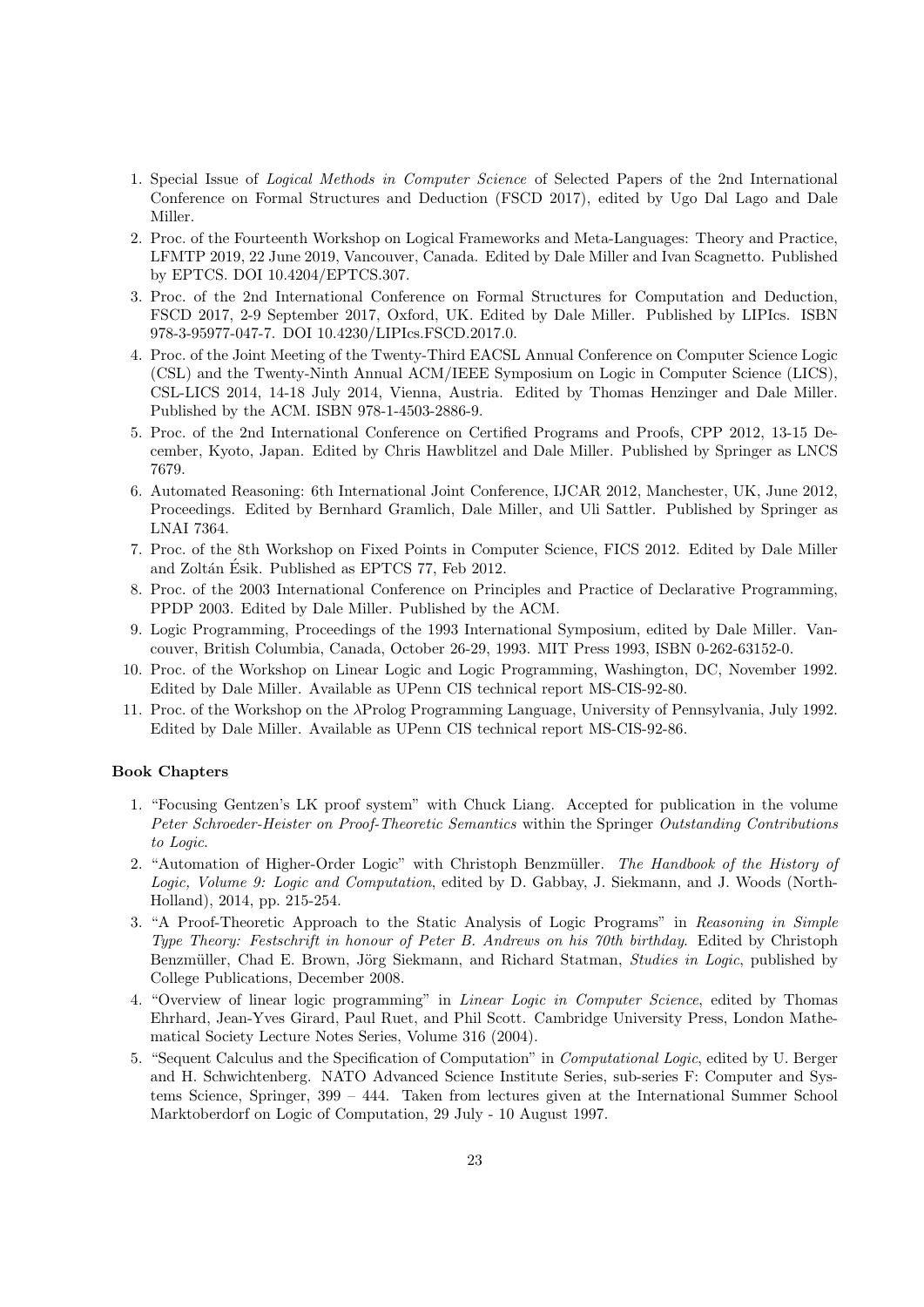1. Special Issue of *Logical Methods in Computer Science* of Selected Papers of the 2nd International Conference on Formal Structures and Deduction (FSCD 2017), edited by Ugo Dal Lago and Dale Miller.
2. Proc. of the Fourteenth Workshop on Logical Frameworks and Meta-Languages: Theory and Practice, LFMTP 2019, 22 June 2019, Vancouver, Canada. Edited by Dale Miller and Ivan Scagnetto. Published by EPTCS. DOI 10.4204/EPTCS.307.
3. Proc. of the 2nd International Conference on Formal Structures for Computation and Deduction, FSCD 2017, 2-9 September 2017, Oxford, UK. Edited by Dale Miller. Published by LIPIcs. ISBN 978-3-95977-047-7. DOI 10.4230/LIPIcs.FSCD.2017.0.
4. Proc. of the Joint Meeting of the Twenty-Third EACSL Annual Conference on Computer Science Logic (CSL) and the Twenty-Ninth Annual ACM/IEEE Symposium on Logic in Computer Science (LICS), CSL-LICS 2014, 14-18 July 2014, Vienna, Austria. Edited by Thomas Henzinger and Dale Miller. Published by the ACM. ISBN 978-1-4503-2886-9.
5. Proc. of the 2nd International Conference on Certified Programs and Proofs, CPP 2012, 13-15 December, Kyoto, Japan. Edited by Chris Hawblitzel and Dale Miller. Published by Springer as LNCS 7679.
6. Automated Reasoning: 6th International Joint Conference, IJCAR 2012, Manchester, UK, June 2012, Proceedings. Edited by Bernhard Gramlich, Dale Miller, and Uli Sattler. Published by Springer as LNAI 7364.
7. Proc. of the 8th Workshop on Fixed Points in Computer Science, FICS 2012. Edited by Dale Miller and Zoltán Ésik. Published as EPTCS 77, Feb 2012.
8. Proc. of the 2003 International Conference on Principles and Practice of Declarative Programming, PPDP 2003. Edited by Dale Miller. Published by the ACM.
9. Logic Programming, Proceedings of the 1993 International Symposium, edited by Dale Miller. Vancouver, British Columbia, Canada, October 26-29, 1993. MIT Press 1993, ISBN 0-262-63152-0.
10. Proc. of the Workshop on Linear Logic and Logic Programming, Washington, DC, November 1992. Edited by Dale Miller. Available as UPenn CIS technical report MS-CIS-92-80.
11. Proc. of the Workshop on the λProlog Programming Language, University of Pennsylvania, July 1992. Edited by Dale Miller. Available as UPenn CIS technical report MS-CIS-92-86.

**Book Chapters**

1. "Focusing Gentzen's LK proof system" with Chuck Liang. Accepted for publication in the volume *Peter Schroeder-Heister on Proof-Theoretic Semantics* within the Springer *Outstanding Contributions to Logic*.
2. "Automation of Higher-Order Logic" with Christoph Benzmüller. *The Handbook of the History of Logic, Volume 9: Logic and Computation*, edited by D. Gabbay, J. Siekmann, and J. Woods (North-Holland), 2014, pp. 215-254.
3. "A Proof-Theoretic Approach to the Static Analysis of Logic Programs" in *Reasoning in Simple Type Theory: Festschrift in honour of Peter B. Andrews on his 70th birthday*. Edited by Christoph Benzmüller, Chad E. Brown, Jörg Siekmann, and Richard Statman, *Studies in Logic*, published by College Publications, December 2008.
4. "Overview of linear logic programming" in *Linear Logic in Computer Science*, edited by Thomas Ehrhard, Jean-Yves Girard, Paul Ruet, and Phil Scott. Cambridge University Press, London Mathematical Society Lecture Notes Series, Volume 316 (2004).
5. "Sequent Calculus and the Specification of Computation" in *Computational Logic*, edited by U. Berger and H. Schwichtenberg. NATO Advanced Science Institute Series, sub-series F: Computer and Systems Science, Springer, 399 – 444. Taken from lectures given at the International Summer School Marktoberdorf on Logic of Computation, 29 July - 10 August 1997.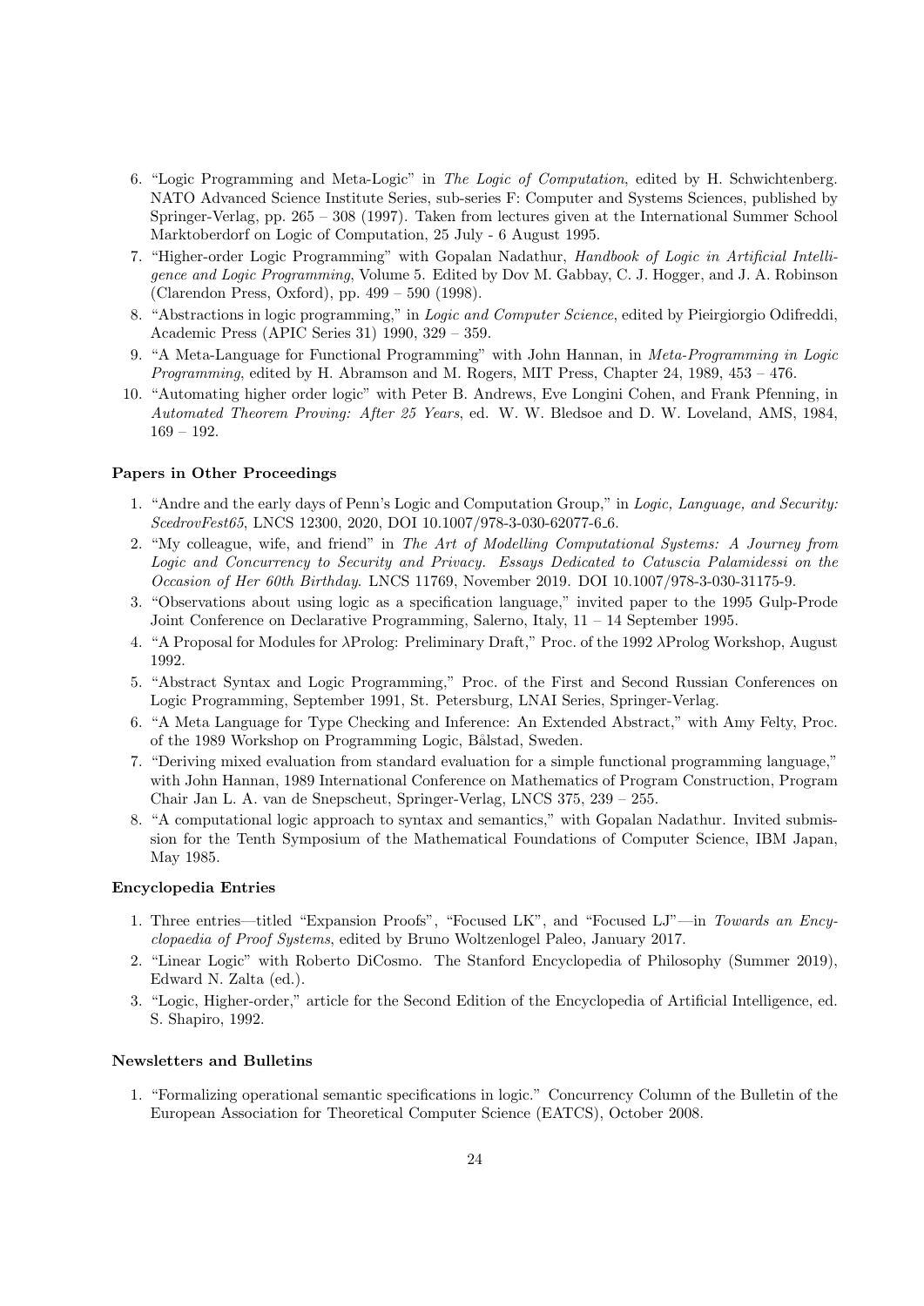6. "Logic Programming and Meta-Logic" in *The Logic of Computation*, edited by H. Schwichtenberg. NATO Advanced Science Institute Series, sub-series F: Computer and Systems Sciences, published by Springer-Verlag, pp. 265 – 308 (1997). Taken from lectures given at the International Summer School Marktoberdorf on Logic of Computation, 25 July - 6 August 1995.
7. "Higher-order Logic Programming" with Gopalan Nadathur, *Handbook of Logic in Artificial Intelligence and Logic Programming*, Volume 5. Edited by Dov M. Gabbay, C. J. Hogger, and J. A. Robinson (Clarendon Press, Oxford), pp. 499 – 590 (1998).
8. "Abstractions in logic programming," in *Logic and Computer Science*, edited by Pieirgiorgio Odifreddi, Academic Press (APIC Series 31) 1990, 329 – 359.
9. "A Meta-Language for Functional Programming" with John Hannan, in *Meta-Programming in Logic Programming*, edited by H. Abramson and M. Rogers, MIT Press, Chapter 24, 1989, 453 – 476.
10. "Automating higher order logic" with Peter B. Andrews, Eve Longini Cohen, and Frank Pfenning, in *Automated Theorem Proving: After 25 Years*, ed. W. W. Bledsoe and D. W. Loveland, AMS, 1984, 169 – 192.

#### Papers in Other Proceedings

1. "Andre and the early days of Penn's Logic and Computation Group," in *Logic, Language, and Security: ScedrovFest65*, LNCS 12300, 2020, DOI 10.1007/978-3-030-62077-6_6.
2. "My colleague, wife, and friend" in *The Art of Modelling Computational Systems: A Journey from Logic and Concurrency to Security and Privacy. Essays Dedicated to Catuscia Palamidessi on the Occasion of Her 60th Birthday*. LNCS 11769, November 2019. DOI 10.1007/978-3-030-31175-9.
3. "Observations about using logic as a specification language," invited paper to the 1995 Gulp-Prode Joint Conference on Declarative Programming, Salerno, Italy, 11 – 14 September 1995.
4. "A Proposal for Modules for λProlog: Preliminary Draft," Proc. of the 1992 λProlog Workshop, August 1992.
5. "Abstract Syntax and Logic Programming," Proc. of the First and Second Russian Conferences on Logic Programming, September 1991, St. Petersburg, LNAI Series, Springer-Verlag.
6. "A Meta Language for Type Checking and Inference: An Extended Abstract," with Amy Felty, Proc. of the 1989 Workshop on Programming Logic, Bålstad, Sweden.
7. "Deriving mixed evaluation from standard evaluation for a simple functional programming language," with John Hannan, 1989 International Conference on Mathematics of Program Construction, Program Chair Jan L. A. van de Snepscheut, Springer-Verlag, LNCS 375, 239 – 255.
8. "A computational logic approach to syntax and semantics," with Gopalan Nadathur. Invited submission for the Tenth Symposium of the Mathematical Foundations of Computer Science, IBM Japan, May 1985.

#### Encyclopedia Entries

1. Three entries—titled "Expansion Proofs", "Focused LK", and "Focused LJ"—in *Towards an Encyclopaedia of Proof Systems*, edited by Bruno Woltzenlogel Paleo, January 2017.
2. "Linear Logic" with Roberto DiCosmo. The Stanford Encyclopedia of Philosophy (Summer 2019), Edward N. Zalta (ed.).
3. "Logic, Higher-order," article for the Second Edition of the Encyclopedia of Artificial Intelligence, ed. S. Shapiro, 1992.

#### Newsletters and Bulletins

1. "Formalizing operational semantic specifications in logic." Concurrency Column of the Bulletin of the European Association for Theoretical Computer Science (EATCS), October 2008.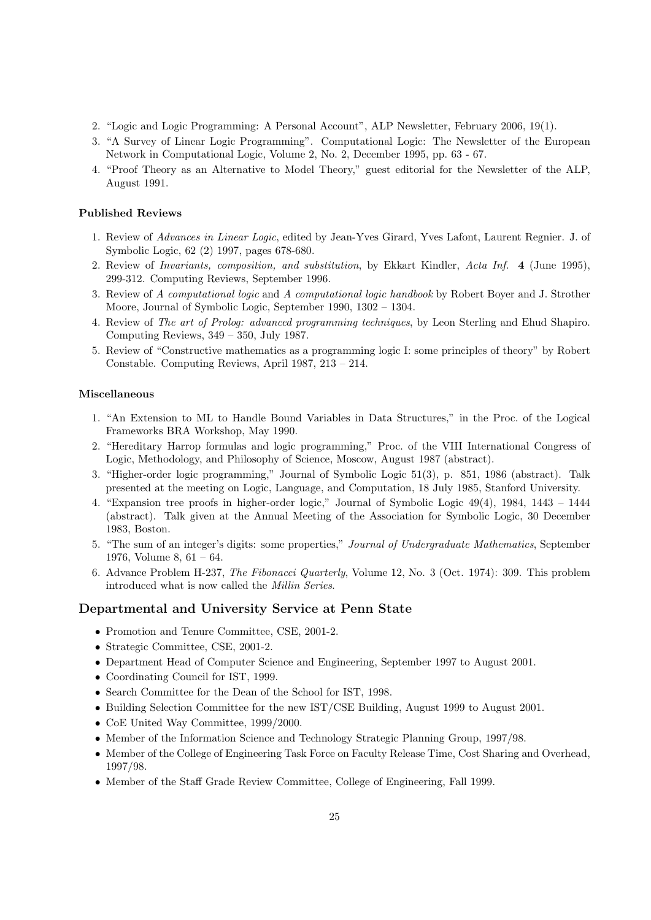2. "Logic and Logic Programming: A Personal Account", ALP Newsletter, February 2006, 19(1).
3. "A Survey of Linear Logic Programming". Computational Logic: The Newsletter of the European Network in Computational Logic, Volume 2, No. 2, December 1995, pp. 63 - 67.
4. "Proof Theory as an Alternative to Model Theory," guest editorial for the Newsletter of the ALP, August 1991.

#### Published Reviews

1. Review of *Advances in Linear Logic*, edited by Jean-Yves Girard, Yves Lafont, Laurent Regnier. J. of Symbolic Logic, 62 (2) 1997, pages 678-680.
2. Review of *Invariants, composition, and substitution*, by Ekkart Kindler, *Acta Inf.* **4** (June 1995), 299-312. Computing Reviews, September 1996.
3. Review of *A computational logic* and *A computational logic handbook* by Robert Boyer and J. Strother Moore, Journal of Symbolic Logic, September 1990, 1302 – 1304.
4. Review of *The art of Prolog: advanced programming techniques*, by Leon Sterling and Ehud Shapiro. Computing Reviews, 349 – 350, July 1987.
5. Review of "Constructive mathematics as a programming logic I: some principles of theory" by Robert Constable. Computing Reviews, April 1987, 213 – 214.

#### Miscellaneous

1. "An Extension to ML to Handle Bound Variables in Data Structures," in the Proc. of the Logical Frameworks BRA Workshop, May 1990.
2. "Hereditary Harrop formulas and logic programming," Proc. of the VIII International Congress of Logic, Methodology, and Philosophy of Science, Moscow, August 1987 (abstract).
3. "Higher-order logic programming," Journal of Symbolic Logic 51(3), p. 851, 1986 (abstract). Talk presented at the meeting on Logic, Language, and Computation, 18 July 1985, Stanford University.
4. "Expansion tree proofs in higher-order logic," Journal of Symbolic Logic 49(4), 1984, 1443 – 1444 (abstract). Talk given at the Annual Meeting of the Association for Symbolic Logic, 30 December 1983, Boston.
5. "The sum of an integer's digits: some properties," *Journal of Undergraduate Mathematics*, September 1976, Volume 8, 61 – 64.
6. Advance Problem H-237, *The Fibonacci Quarterly*, Volume 12, No. 3 (Oct. 1974): 309. This problem introduced what is now called the *Millin Series*.

### Departmental and University Service at Penn State

- Promotion and Tenure Committee, CSE, 2001-2.
- Strategic Committee, CSE, 2001-2.
- Department Head of Computer Science and Engineering, September 1997 to August 2001.
- Coordinating Council for IST, 1999.
- Search Committee for the Dean of the School for IST, 1998.
- Building Selection Committee for the new IST/CSE Building, August 1999 to August 2001.
- CoE United Way Committee, 1999/2000.
- Member of the Information Science and Technology Strategic Planning Group, 1997/98.
- Member of the College of Engineering Task Force on Faculty Release Time, Cost Sharing and Overhead, 1997/98.
- Member of the Staff Grade Review Committee, College of Engineering, Fall 1999.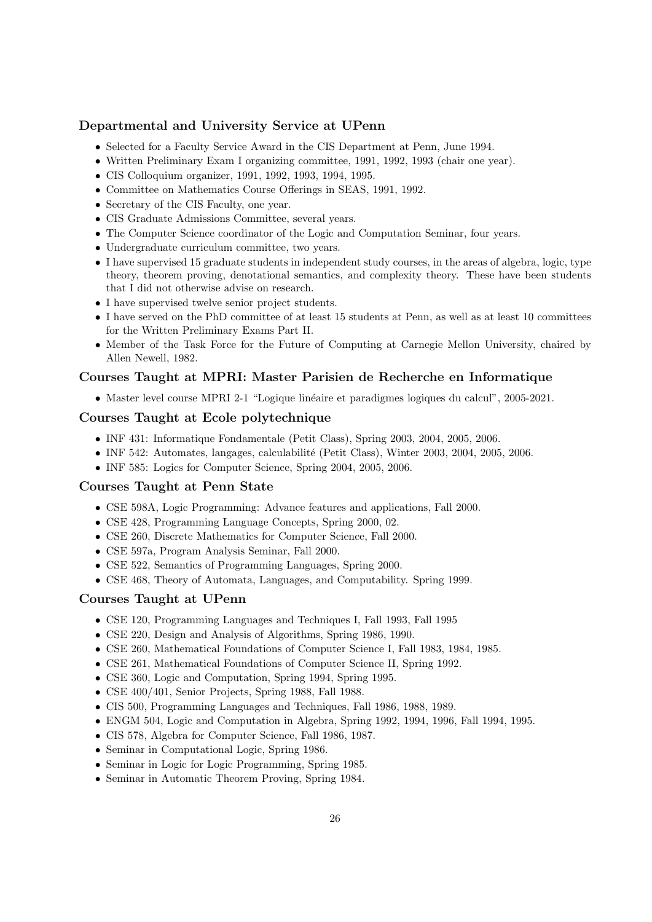### Departmental and University Service at UPenn

- Selected for a Faculty Service Award in the CIS Department at Penn, June 1994.
- Written Preliminary Exam I organizing committee, 1991, 1992, 1993 (chair one year).
- CIS Colloquium organizer, 1991, 1992, 1993, 1994, 1995.
- Committee on Mathematics Course Offerings in SEAS, 1991, 1992.
- Secretary of the CIS Faculty, one year.
- CIS Graduate Admissions Committee, several years.
- The Computer Science coordinator of the Logic and Computation Seminar, four years.
- Undergraduate curriculum committee, two years.
- I have supervised 15 graduate students in independent study courses, in the areas of algebra, logic, type theory, theorem proving, denotational semantics, and complexity theory. These have been students that I did not otherwise advise on research.
- I have supervised twelve senior project students.
- I have served on the PhD committee of at least 15 students at Penn, as well as at least 10 committees for the Written Preliminary Exams Part II.
- Member of the Task Force for the Future of Computing at Carnegie Mellon University, chaired by Allen Newell, 1982.

### Courses Taught at MPRI: Master Parisien de Recherche en Informatique

- Master level course MPRI 2-1 "Logique linéaire et paradigmes logiques du calcul", 2005-2021.

### Courses Taught at Ecole polytechnique

- INF 431: Informatique Fondamentale (Petit Class), Spring 2003, 2004, 2005, 2006.
- INF 542: Automates, langages, calculabilité (Petit Class), Winter 2003, 2004, 2005, 2006.
- INF 585: Logics for Computer Science, Spring 2004, 2005, 2006.

### Courses Taught at Penn State

- CSE 598A, Logic Programming: Advance features and applications, Fall 2000.
- CSE 428, Programming Language Concepts, Spring 2000, 02.
- CSE 260, Discrete Mathematics for Computer Science, Fall 2000.
- CSE 597a, Program Analysis Seminar, Fall 2000.
- CSE 522, Semantics of Programming Languages, Spring 2000.
- CSE 468, Theory of Automata, Languages, and Computability. Spring 1999.

### Courses Taught at UPenn

- CSE 120, Programming Languages and Techniques I, Fall 1993, Fall 1995
- CSE 220, Design and Analysis of Algorithms, Spring 1986, 1990.
- CSE 260, Mathematical Foundations of Computer Science I, Fall 1983, 1984, 1985.
- CSE 261, Mathematical Foundations of Computer Science II, Spring 1992.
- CSE 360, Logic and Computation, Spring 1994, Spring 1995.
- CSE 400/401, Senior Projects, Spring 1988, Fall 1988.
- CIS 500, Programming Languages and Techniques, Fall 1986, 1988, 1989.
- ENGM 504, Logic and Computation in Algebra, Spring 1992, 1994, 1996, Fall 1994, 1995.
- CIS 578, Algebra for Computer Science, Fall 1986, 1987.
- Seminar in Computational Logic, Spring 1986.
- Seminar in Logic for Logic Programming, Spring 1985.
- Seminar in Automatic Theorem Proving, Spring 1984.